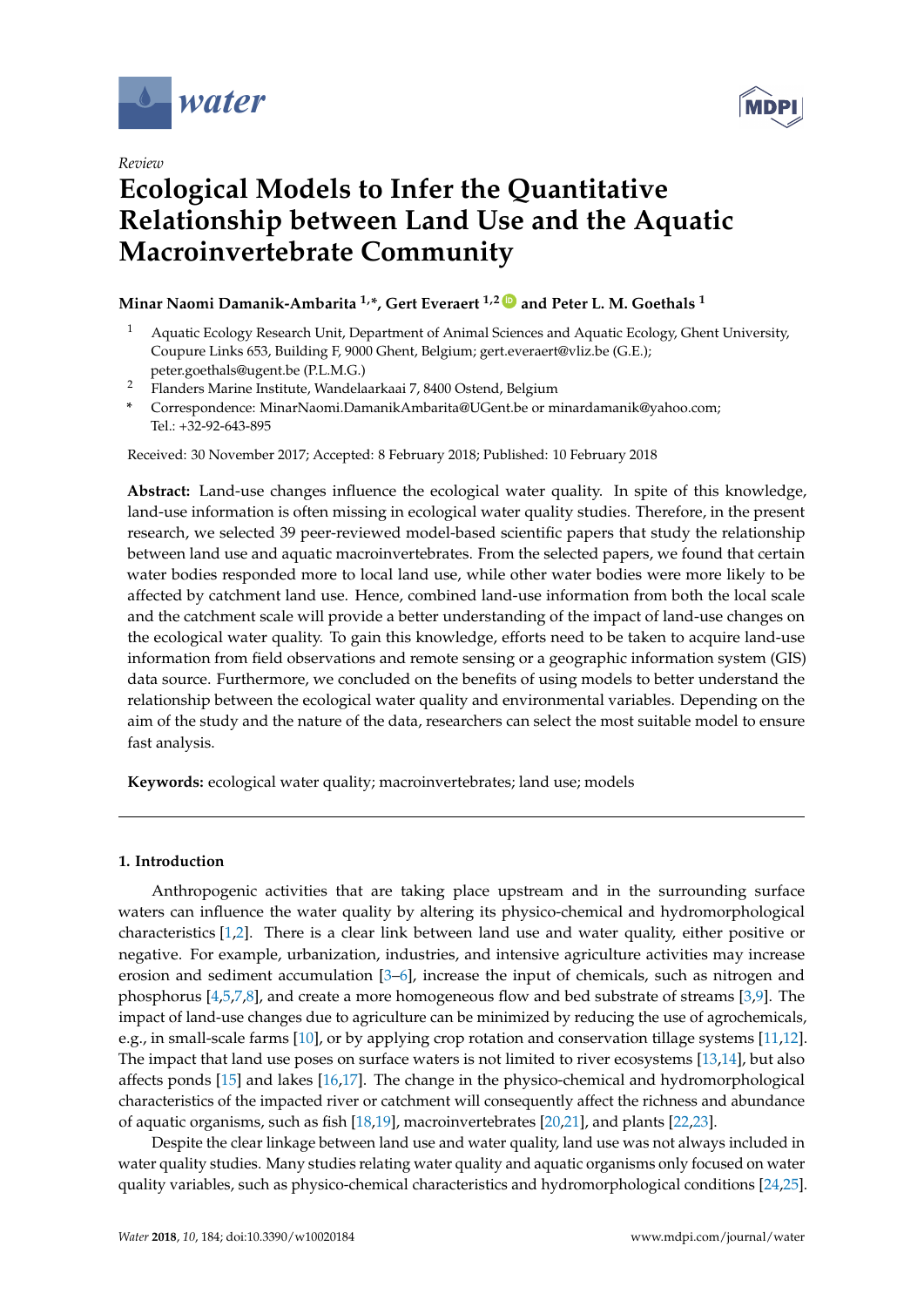*Review*

# Ecological Models to Infer the Quantitative Relationship between Land Use and the Aquatic Macroinvertebrate Community

**Minar Naomi Damanik-Ambarita [1,*], Gert Everaert [1,2] and Peter L. M. Goethals [1]**

[1] Aquatic Ecology Research Unit, Department of Animal Sciences and Aquatic Ecology, Ghent University, Coupure Links 653, Building F, 9000 Ghent, Belgium; gert.everaert@vliz.be (G.E.); peter.goethals@ugent.be (P.L.M.G.)

[2] Flanders Marine Institute, Wandelaarkaai 7, 8400 Ostend, Belgium

\* Correspondence: MinarNaomi.DamanikAmbarita@UGent.be or minardamanik@yahoo.com; Tel.: +32-92-643-895

Received: 30 November 2017; Accepted: 8 February 2018; Published: 10 February 2018

**Abstract:** Land-use changes influence the ecological water quality. In spite of this knowledge, land-use information is often missing in ecological water quality studies. Therefore, in the present research, we selected 39 peer-reviewed model-based scientific papers that study the relationship between land use and aquatic macroinvertebrates. From the selected papers, we found that certain water bodies responded more to local land use, while other water bodies were more likely to be affected by catchment land use. Hence, combined land-use information from both the local scale and the catchment scale will provide a better understanding of the impact of land-use changes on the ecological water quality. To gain this knowledge, efforts need to be taken to acquire land-use information from field observations and remote sensing or a geographic information system (GIS) data source. Furthermore, we concluded on the benefits of using models to better understand the relationship between the ecological water quality and environmental variables. Depending on the aim of the study and the nature of the data, researchers can select the most suitable model to ensure fast analysis.

**Keywords:** ecological water quality; macroinvertebrates; land use; models

## 1. Introduction

Anthropogenic activities that are taking place upstream and in the surrounding surface waters can influence the water quality by altering its physico-chemical and hydromorphological characteristics [1,2]. There is a clear link between land use and water quality, either positive or negative. For example, urbanization, industries, and intensive agriculture activities may increase erosion and sediment accumulation [3–6], increase the input of chemicals, such as nitrogen and phosphorus [4,5,7,8], and create a more homogeneous flow and bed substrate of streams [3,9]. The impact of land-use changes due to agriculture can be minimized by reducing the use of agrochemicals, e.g., in small-scale farms [10], or by applying crop rotation and conservation tillage systems [11,12]. The impact that land use poses on surface waters is not limited to river ecosystems [13,14], but also affects ponds [15] and lakes [16,17]. The change in the physico-chemical and hydromorphological characteristics of the impacted river or catchment will consequently affect the richness and abundance of aquatic organisms, such as fish [18,19], macroinvertebrates [20,21], and plants [22,23].

Despite the clear linkage between land use and water quality, land use was not always included in water quality studies. Many studies relating water quality and aquatic organisms only focused on water quality variables, such as physico-chemical characteristics and hydromorphological conditions [24,25].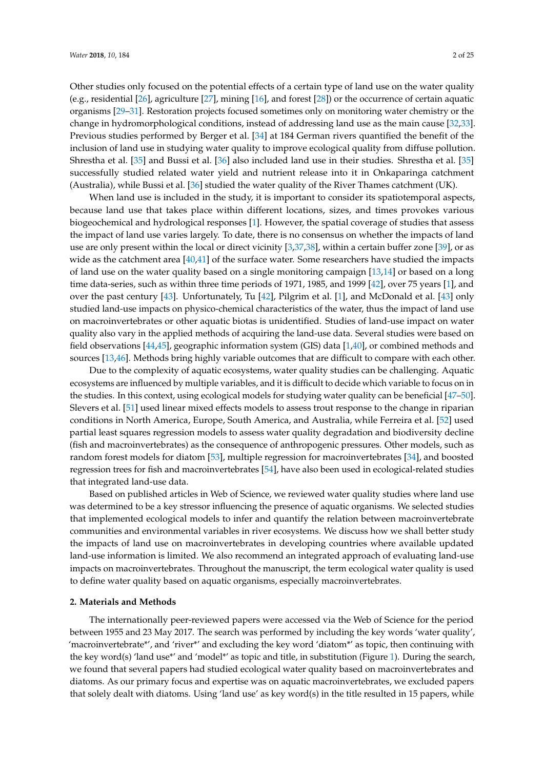Other studies only focused on the potential effects of a certain type of land use on the water quality (e.g., residential [26], agriculture [27], mining [16], and forest [28]) or the occurrence of certain aquatic organisms [29–31]. Restoration projects focused sometimes only on monitoring water chemistry or the change in hydromorphological conditions, instead of addressing land use as the main cause [32,33]. Previous studies performed by Berger et al. [34] at 184 German rivers quantified the benefit of the inclusion of land use in studying water quality to improve ecological quality from diffuse pollution. Shrestha et al. [35] and Bussi et al. [36] also included land use in their studies. Shrestha et al. [35] successfully studied related water yield and nutrient release into it in Onkaparinga catchment (Australia), while Bussi et al. [36] studied the water quality of the River Thames catchment (UK).

When land use is included in the study, it is important to consider its spatiotemporal aspects, because land use that takes place within different locations, sizes, and times provokes various biogeochemical and hydrological responses [1]. However, the spatial coverage of studies that assess the impact of land use varies largely. To date, there is no consensus on whether the impacts of land use are only present within the local or direct vicinity [3,37,38], within a certain buffer zone [39], or as wide as the catchment area [40,41] of the surface water. Some researchers have studied the impacts of land use on the water quality based on a single monitoring campaign [13,14] or based on a long time data-series, such as within three time periods of 1971, 1985, and 1999 [42], over 75 years [1], and over the past century [43]. Unfortunately, Tu [42], Pilgrim et al. [1], and McDonald et al. [43] only studied land-use impacts on physico-chemical characteristics of the water, thus the impact of land use on macroinvertebrates or other aquatic biotas is unidentified. Studies of land-use impact on water quality also vary in the applied methods of acquiring the land-use data. Several studies were based on field observations [44,45], geographic information system (GIS) data [1,40], or combined methods and sources [13,46]. Methods bring highly variable outcomes that are difficult to compare with each other.

Due to the complexity of aquatic ecosystems, water quality studies can be challenging. Aquatic ecosystems are influenced by multiple variables, and it is difficult to decide which variable to focus on in the studies. In this context, using ecological models for studying water quality can be beneficial [47–50]. Slevers et al. [51] used linear mixed effects models to assess trout response to the change in riparian conditions in North America, Europe, South America, and Australia, while Ferreira et al. [52] used partial least squares regression models to assess water quality degradation and biodiversity decline (fish and macroinvertebrates) as the consequence of anthropogenic pressures. Other models, such as random forest models for diatom [53], multiple regression for macroinvertebrates [34], and boosted regression trees for fish and macroinvertebrates [54], have also been used in ecological-related studies that integrated land-use data.

Based on published articles in Web of Science, we reviewed water quality studies where land use was determined to be a key stressor influencing the presence of aquatic organisms. We selected studies that implemented ecological models to infer and quantify the relation between macroinvertebrate communities and environmental variables in river ecosystems. We discuss how we shall better study the impacts of land use on macroinvertebrates in developing countries where available updated land-use information is limited. We also recommend an integrated approach of evaluating land-use impacts on macroinvertebrates. Throughout the manuscript, the term ecological water quality is used to define water quality based on aquatic organisms, especially macroinvertebrates.

## 2. Materials and Methods

The internationally peer-reviewed papers were accessed via the Web of Science for the period between 1955 and 23 May 2017. The search was performed by including the key words 'water quality', 'macroinvertebrate*', and 'river*' and excluding the key word 'diatom*' as topic, then continuing with the key word(s) 'land use*' and 'model*' as topic and title, in substitution (Figure 1). During the search, we found that several papers had studied ecological water quality based on macroinvertebrates and diatoms. As our primary focus and expertise was on aquatic macroinvertebrates, we excluded papers that solely dealt with diatoms. Using 'land use' as key word(s) in the title resulted in 15 papers, while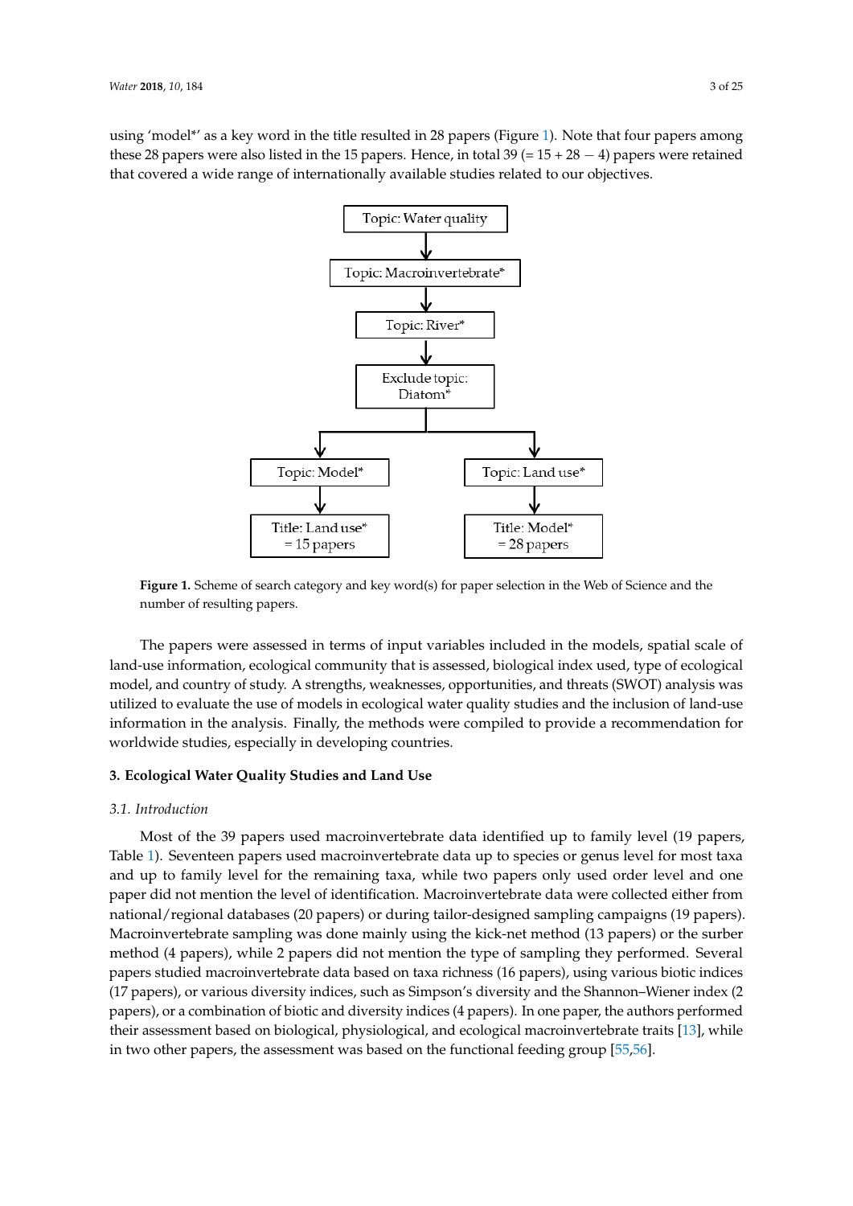using 'model*' as a key word in the title resulted in 28 papers (Figure 1). Note that four papers among these 28 papers were also listed in the 15 papers. Hence, in total 39 (= 15 + 28 − 4) papers were retained that covered a wide range of internationally available studies related to our objectives.

Topic: Water quality → Topic: Macroinvertebrate* → Topic: River* → Exclude topic: Diatom* → Topic: Model* → Title: Land use* = 15 papers; Topic: Land use* → Title: Model* = 28 papers

**Figure 1.** Scheme of search category and key word(s) for paper selection in the Web of Science and the number of resulting papers.

The papers were assessed in terms of input variables included in the models, spatial scale of land-use information, ecological community that is assessed, biological index used, type of ecological model, and country of study. A strengths, weaknesses, opportunities, and threats (SWOT) analysis was utilized to evaluate the use of models in ecological water quality studies and the inclusion of land-use information in the analysis. Finally, the methods were compiled to provide a recommendation for worldwide studies, especially in developing countries.

## 3. Ecological Water Quality Studies and Land Use

### *3.1. Introduction*

Most of the 39 papers used macroinvertebrate data identified up to family level (19 papers, Table 1). Seventeen papers used macroinvertebrate data up to species or genus level for most taxa and up to family level for the remaining taxa, while two papers only used order level and one paper did not mention the level of identification. Macroinvertebrate data were collected either from national/regional databases (20 papers) or during tailor-designed sampling campaigns (19 papers). Macroinvertebrate sampling was done mainly using the kick-net method (13 papers) or the surber method (4 papers), while 2 papers did not mention the type of sampling they performed. Several papers studied macroinvertebrate data based on taxa richness (16 papers), using various biotic indices (17 papers), or various diversity indices, such as Simpson's diversity and the Shannon–Wiener index (2 papers), or a combination of biotic and diversity indices (4 papers). In one paper, the authors performed their assessment based on biological, physiological, and ecological macroinvertebrate traits [13], while in two other papers, the assessment was based on the functional feeding group [55,56].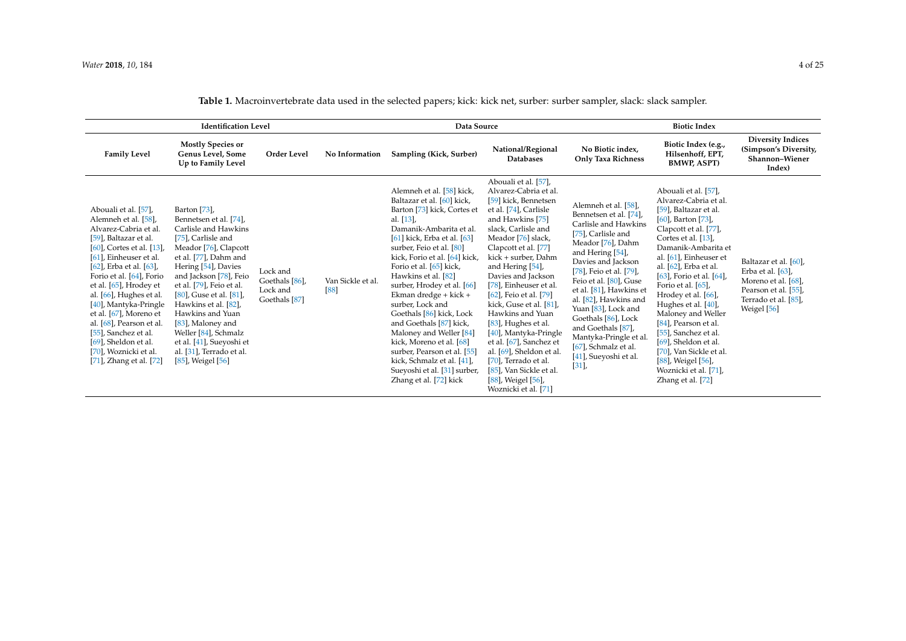**Table 1.** Macroinvertebrate data used in the selected papers; kick: kick net, surber: surber sampler, slack: slack sampler.

| Identification Level | | | | Data Source | | Biotic Index | | |
|---|---|---|---|---|---|---|---|---|
| Family Level | Mostly Species or Genus Level, Some Up to Family Level | Order Level | No Information | Sampling (Kick, Surber) | National/Regional Databases | No Biotic index, Only Taxa Richness | Biotic Index (e.g., Hilsenhoff, EPT, BMWP, ASPT) | Diversity Indices (Simpson's Diversity, Shannon–Wiener Index) |
| Abouali et al. [57], Alemneh et al. [58], Alvarez-Cabria et al. [59], Baltazar et al. [60], Cortes et al. [13], [61], Einheuser et al. [62], Erba et al. [63], Forio et al. [64], Forio et al. [65], Hrodey et al. [66], Hughes et al. [40], Mantyka-Pringle et al. [67], Moreno et al. [68], Pearson et al. [55], Sanchez et al. [69], Sheldon et al. [70], Woznicki et al. [71], Zhang et al. [72] | Barton [73], Bennetsen et al. [74], Carlisle and Hawkins [75], Carlisle and Meador [76], Clapcott et al. [77], Dahm and Hering [54], Davies and Jackson [78], Feio et al. [79], Feio et al. [80], Guse et al. [81], Hawkins et al. [82], Hawkins and Yuan [83], Maloney and Weller [84], Schmalz et al. [41], Sueyoshi et al. [31], Terrado et al. [85], Weigel [56] | Lock and Goethals [86], Lock and Goethals [87] | Van Sickle et al. [88] | Alemneh et al. [58] kick, Baltazar et al. [60] kick, Barton [73] kick, Cortes et al. [13], Damanik-Ambarita et al. [61] kick, Erba et al. [63] surber, Feio et al. [80] kick, Forio et al. [64] kick, Forio et al. [65] kick, Hawkins et al. [82] surber, Hrodey et al. [66] Ekman dredge + kick + surber, Lock and Goethals [86] kick, Lock and Goethals [87] kick, Maloney and Weller [84] kick, Moreno et al. [68] surber, Pearson et al. [55] kick, Schmalz et al. [41], Sueyoshi et al. [31] surber, Zhang et al. [72] kick | Abouali et al. [57], Alvarez-Cabria et al. [59] kick, Bennetsen et al. [74], Carlisle and Hawkins [75] slack, Carlisle and Meador [76] slack, Clapcott et al. [77] kick + surber, Dahm and Hering [54], Davies and Jackson [78], Einheuser et al. [62], Feio et al. [79] kick, Guse et al. [81], Hawkins and Yuan [83], Hughes et al. [40], Mantyka-Pringle et al. [67], Sanchez et al. [69], Sheldon et al. [70], Terrado et al. [85], Van Sickle et al. [88], Weigel [56], Woznicki et al. [71] | Alemneh et al. [58], Bennetsen et al. [74], Carlisle and Hawkins [75], Carlisle and Meador [76], Dahm and Hering [54], Davies and Jackson [78], Feio et al. [79], Feio et al. [80], Guse et al. [81], Hawkins et al. [82], Hawkins and Yuan [83], Lock and Goethals [86], Lock and Goethals [87], Mantyka-Pringle et al. [67], Schmalz et al. [41], Sueyoshi et al. [31], | Abouali et al. [57], Alvarez-Cabria et al. [59], Baltazar et al. [60], Barton [73], Clapcott et al. [77], Cortes et al. [13], Damanik-Ambarita et al. [61], Einheuser et al. [62], Erba et al. [63], Forio et al. [64], Forio et al. [65], Hrodey et al. [66], Hughes et al. [40], Maloney and Weller [84], Pearson et al. [55], Sanchez et al. [69], Sheldon et al. [70], Van Sickle et al. [88], Weigel [56], Woznicki et al. [71], Zhang et al. [72] | Baltazar et al. [60], Erba et al. [63], Moreno et al. [68], Pearson et al. [55], Terrado et al. [85], Weigel [56] |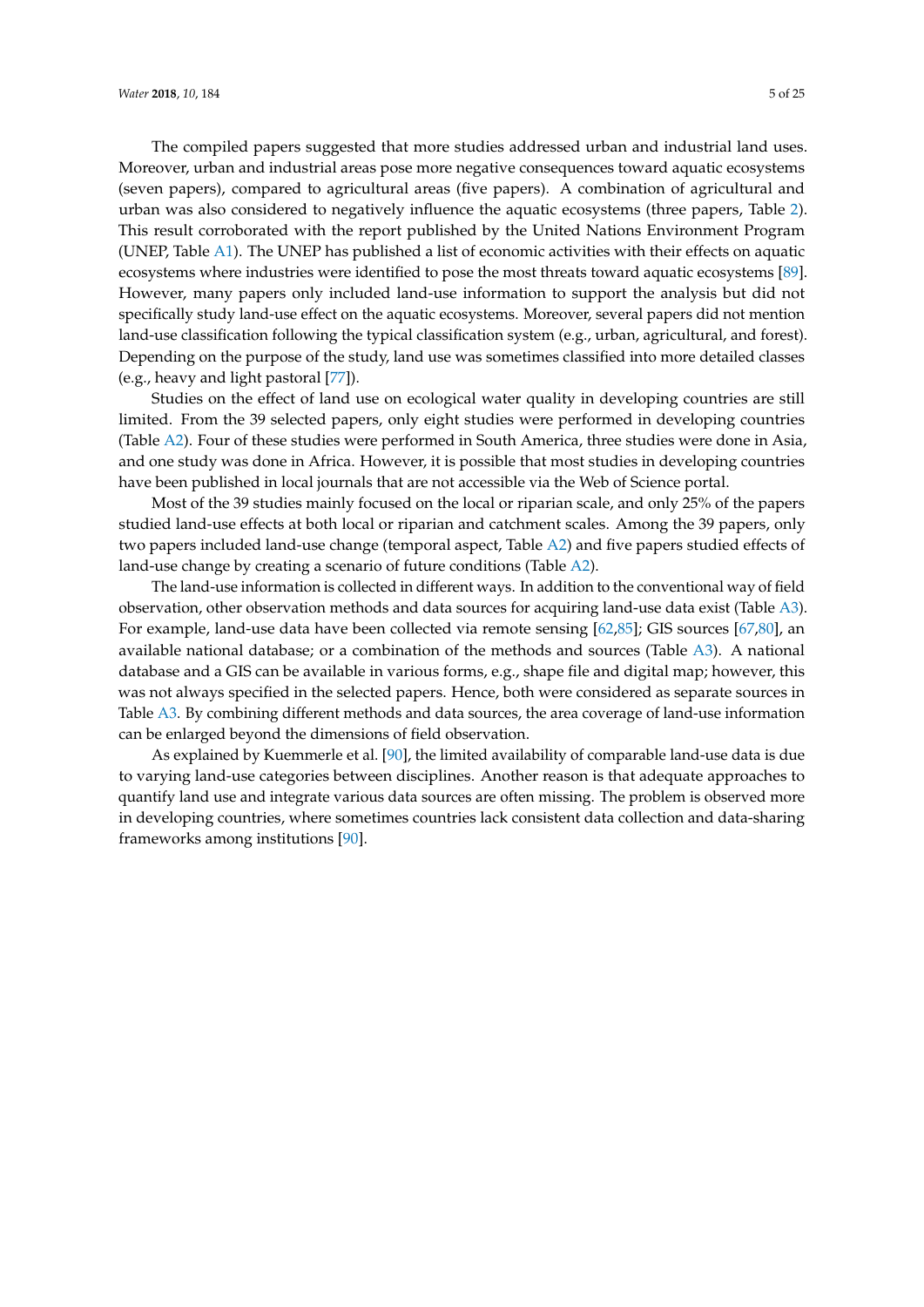The compiled papers suggested that more studies addressed urban and industrial land uses. Moreover, urban and industrial areas pose more negative consequences toward aquatic ecosystems (seven papers), compared to agricultural areas (five papers). A combination of agricultural and urban was also considered to negatively influence the aquatic ecosystems (three papers, Table 2). This result corroborated with the report published by the United Nations Environment Program (UNEP, Table A1). The UNEP has published a list of economic activities with their effects on aquatic ecosystems where industries were identified to pose the most threats toward aquatic ecosystems [89]. However, many papers only included land-use information to support the analysis but did not specifically study land-use effect on the aquatic ecosystems. Moreover, several papers did not mention land-use classification following the typical classification system (e.g., urban, agricultural, and forest). Depending on the purpose of the study, land use was sometimes classified into more detailed classes (e.g., heavy and light pastoral [77]).

Studies on the effect of land use on ecological water quality in developing countries are still limited. From the 39 selected papers, only eight studies were performed in developing countries (Table A2). Four of these studies were performed in South America, three studies were done in Asia, and one study was done in Africa. However, it is possible that most studies in developing countries have been published in local journals that are not accessible via the Web of Science portal.

Most of the 39 studies mainly focused on the local or riparian scale, and only 25% of the papers studied land-use effects at both local or riparian and catchment scales. Among the 39 papers, only two papers included land-use change (temporal aspect, Table A2) and five papers studied effects of land-use change by creating a scenario of future conditions (Table A2).

The land-use information is collected in different ways. In addition to the conventional way of field observation, other observation methods and data sources for acquiring land-use data exist (Table A3). For example, land-use data have been collected via remote sensing [62,85]; GIS sources [67,80], an available national database; or a combination of the methods and sources (Table A3). A national database and a GIS can be available in various forms, e.g., shape file and digital map; however, this was not always specified in the selected papers. Hence, both were considered as separate sources in Table A3. By combining different methods and data sources, the area coverage of land-use information can be enlarged beyond the dimensions of field observation.

As explained by Kuemmerle et al. [90], the limited availability of comparable land-use data is due to varying land-use categories between disciplines. Another reason is that adequate approaches to quantify land use and integrate various data sources are often missing. The problem is observed more in developing countries, where sometimes countries lack consistent data collection and data-sharing frameworks among institutions [90].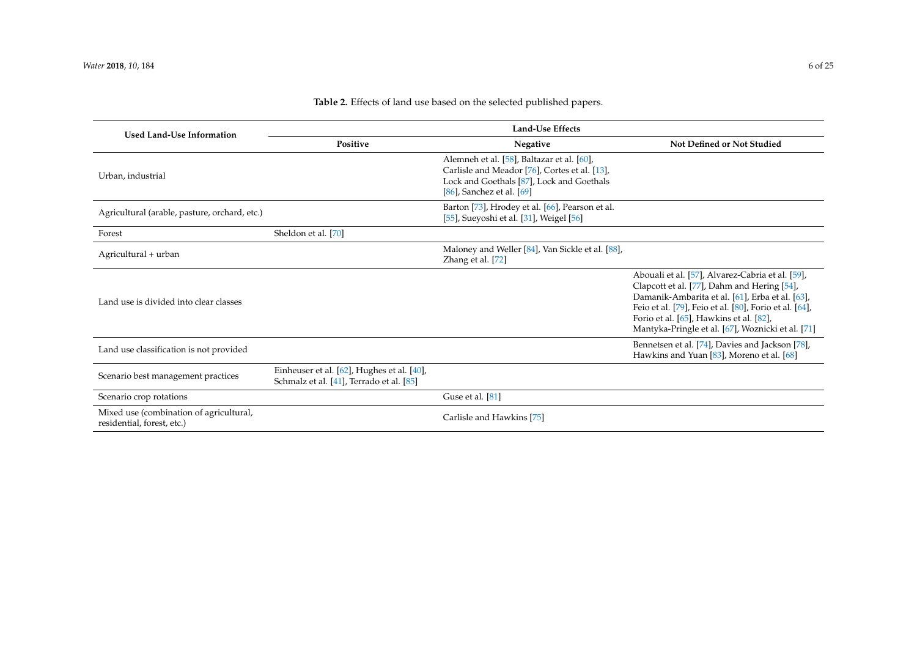**Table 2.** Effects of land use based on the selected published papers.

| Used Land-Use Information | Land-Use Effects | | |
|---|---|---|---|
| | Positive | Negative | Not Defined or Not Studied |
| Urban, industrial | | Alemneh et al. [58], Baltazar et al. [60], Carlisle and Meador [76], Cortes et al. [13], Lock and Goethals [87], Lock and Goethals [86], Sanchez et al. [69] | |
| Agricultural (arable, pasture, orchard, etc.) | | Barton [73], Hrodey et al. [66], Pearson et al. [55], Sueyoshi et al. [31], Weigel [56] | |
| Forest | Sheldon et al. [70] | | |
| Agricultural + urban | | Maloney and Weller [84], Van Sickle et al. [88], Zhang et al. [72] | |
| Land use is divided into clear classes | | | Abouali et al. [57], Alvarez-Cabria et al. [59], Clapcott et al. [77], Dahm and Hering [54], Damanik-Ambarita et al. [61], Erba et al. [63], Feio et al. [79], Feio et al. [80], Forio et al. [64], Forio et al. [65], Hawkins et al. [82], Mantyka-Pringle et al. [67], Woznicki et al. [71] |
| Land use classification is not provided | | | Bennetsen et al. [74], Davies and Jackson [78], Hawkins and Yuan [83], Moreno et al. [68] |
| Scenario best management practices | Einheuser et al. [62], Hughes et al. [40], Schmalz et al. [41], Terrado et al. [85] | | |
| Scenario crop rotations | | Guse et al. [81] | |
| Mixed use (combination of agricultural, residential, forest, etc.) | | Carlisle and Hawkins [75] | |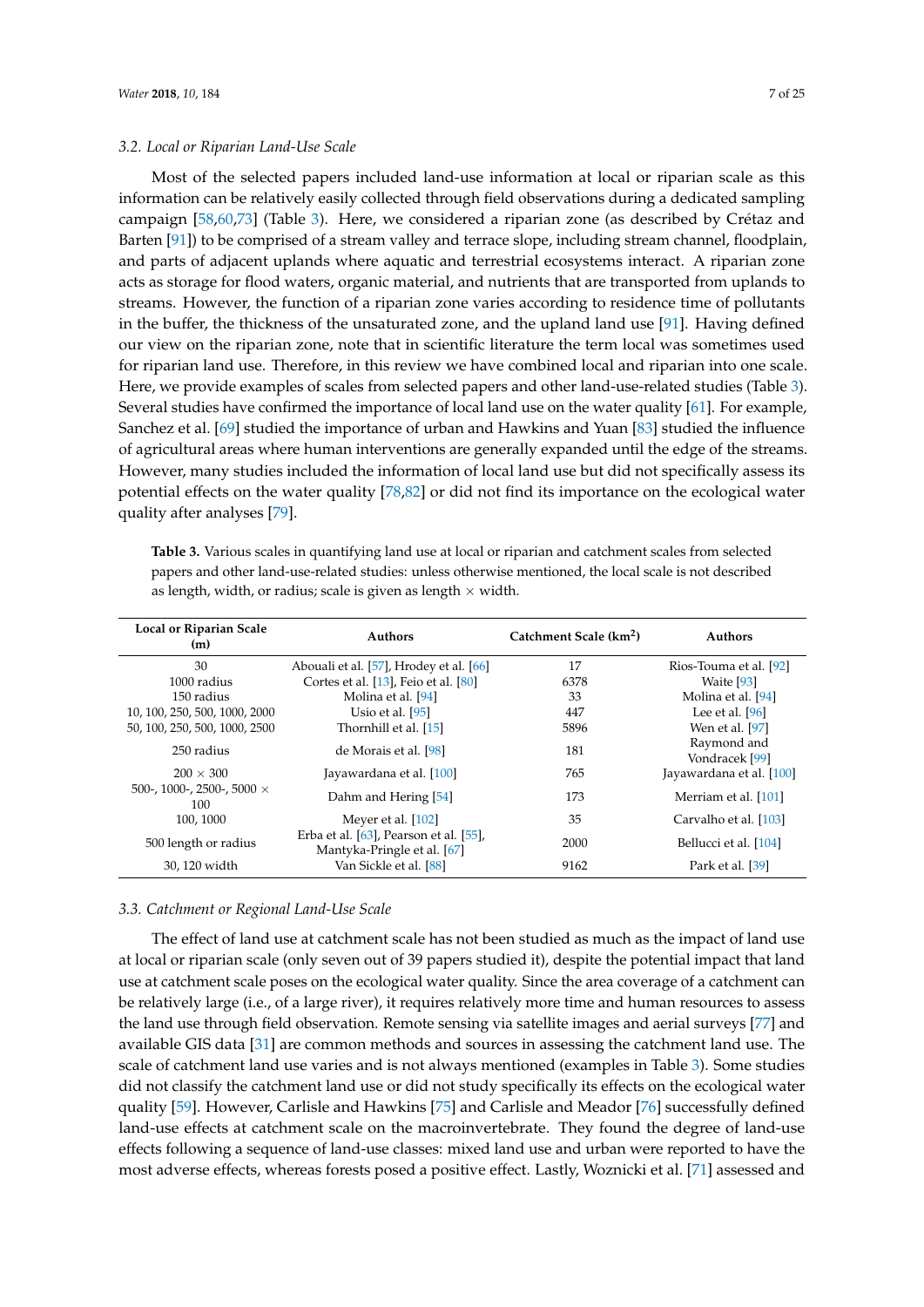### 3.2. Local or Riparian Land-Use Scale

Most of the selected papers included land-use information at local or riparian scale as this information can be relatively easily collected through field observations during a dedicated sampling campaign [58,60,73] (Table 3). Here, we considered a riparian zone (as described by Crétaz and Barten [91]) to be comprised of a stream valley and terrace slope, including stream channel, floodplain, and parts of adjacent uplands where aquatic and terrestrial ecosystems interact. A riparian zone acts as storage for flood waters, organic material, and nutrients that are transported from uplands to streams. However, the function of a riparian zone varies according to residence time of pollutants in the buffer, the thickness of the unsaturated zone, and the upland land use [91]. Having defined our view on the riparian zone, note that in scientific literature the term local was sometimes used for riparian land use. Therefore, in this review we have combined local and riparian into one scale. Here, we provide examples of scales from selected papers and other land-use-related studies (Table 3). Several studies have confirmed the importance of local land use on the water quality [61]. For example, Sanchez et al. [69] studied the importance of urban and Hawkins and Yuan [83] studied the influence of agricultural areas where human interventions are generally expanded until the edge of the streams. However, many studies included the information of local land use but did not specifically assess its potential effects on the water quality [78,82] or did not find its importance on the ecological water quality after analyses [79].

**Table 3.** Various scales in quantifying land use at local or riparian and catchment scales from selected papers and other land-use-related studies: unless otherwise mentioned, the local scale is not described as length, width, or radius; scale is given as length × width.

| Local or Riparian Scale (m) | Authors | Catchment Scale (km$^2$) | Authors |
|---|---|---|---|
| 30 | Abouali et al. [57], Hrodey et al. [66] | 17 | Rios-Touma et al. [92] |
| 1000 radius | Cortes et al. [13], Feio et al. [80] | 6378 | Waite [93] |
| 150 radius | Molina et al. [94] | 33 | Molina et al. [94] |
| 10, 100, 250, 500, 1000, 2000 | Usio et al. [95] | 447 | Lee et al. [96] |
| 50, 100, 250, 500, 1000, 2500 | Thornhill et al. [15] | 5896 | Wen et al. [97] |
| 250 radius | de Morais et al. [98] | 181 | Raymond and Vondracek [99] |
| 200 × 300 | Jayawardana et al. [100] | 765 | Jayawardana et al. [100] |
| 500-, 1000-, 2500-, 5000 × 100 | Dahm and Hering [54] | 173 | Merriam et al. [101] |
| 100, 1000 | Meyer et al. [102] | 35 | Carvalho et al. [103] |
| 500 length or radius | Erba et al. [63], Pearson et al. [55], Mantyka-Pringle et al. [67] | 2000 | Bellucci et al. [104] |
| 30, 120 width | Van Sickle et al. [88] | 9162 | Park et al. [39] |

### 3.3. Catchment or Regional Land-Use Scale

The effect of land use at catchment scale has not been studied as much as the impact of land use at local or riparian scale (only seven out of 39 papers studied it), despite the potential impact that land use at catchment scale poses on the ecological water quality. Since the area coverage of a catchment can be relatively large (i.e., of a large river), it requires relatively more time and human resources to assess the land use through field observation. Remote sensing via satellite images and aerial surveys [77] and available GIS data [31] are common methods and sources in assessing the catchment land use. The scale of catchment land use varies and is not always mentioned (examples in Table 3). Some studies did not classify the catchment land use or did not study specifically its effects on the ecological water quality [59]. However, Carlisle and Hawkins [75] and Carlisle and Meador [76] successfully defined land-use effects at catchment scale on the macroinvertebrate. They found the degree of land-use effects following a sequence of land-use classes: mixed land use and urban were reported to have the most adverse effects, whereas forests posed a positive effect. Lastly, Woznicki et al. [71] assessed and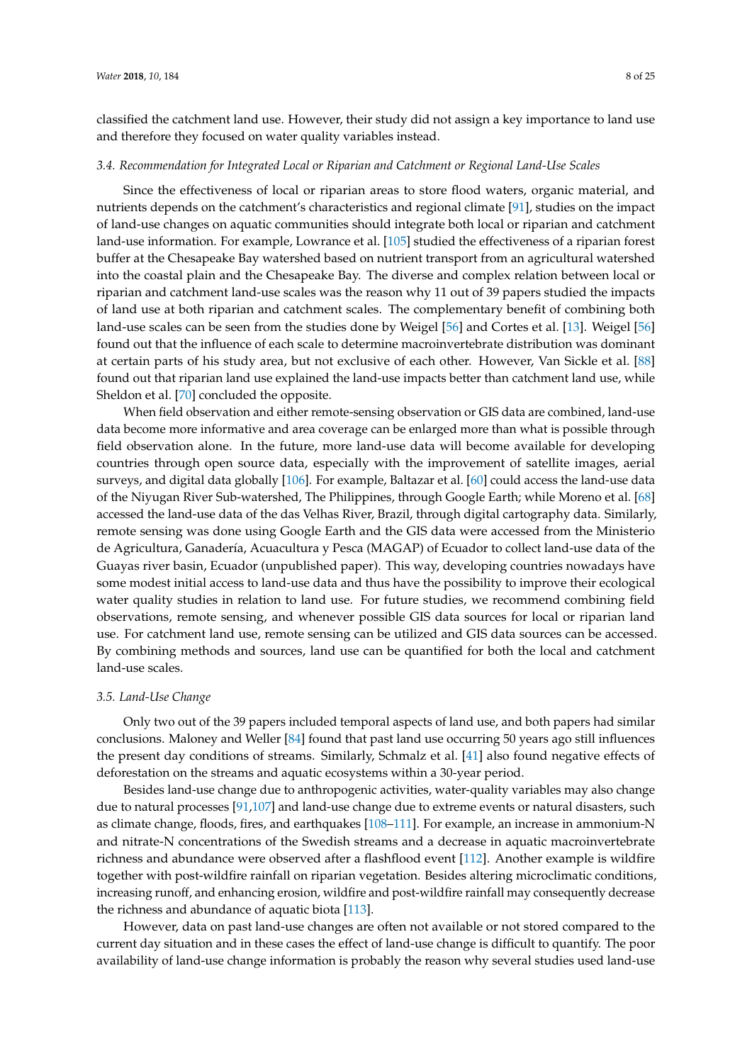classified the catchment land use. However, their study did not assign a key importance to land use and therefore they focused on water quality variables instead.

### *3.4. Recommendation for Integrated Local or Riparian and Catchment or Regional Land-Use Scales*

Since the effectiveness of local or riparian areas to store flood waters, organic material, and nutrients depends on the catchment's characteristics and regional climate [91], studies on the impact of land-use changes on aquatic communities should integrate both local or riparian and catchment land-use information. For example, Lowrance et al. [105] studied the effectiveness of a riparian forest buffer at the Chesapeake Bay watershed based on nutrient transport from an agricultural watershed into the coastal plain and the Chesapeake Bay. The diverse and complex relation between local or riparian and catchment land-use scales was the reason why 11 out of 39 papers studied the impacts of land use at both riparian and catchment scales. The complementary benefit of combining both land-use scales can be seen from the studies done by Weigel [56] and Cortes et al. [13]. Weigel [56] found out that the influence of each scale to determine macroinvertebrate distribution was dominant at certain parts of his study area, but not exclusive of each other. However, Van Sickle et al. [88] found out that riparian land use explained the land-use impacts better than catchment land use, while Sheldon et al. [70] concluded the opposite.

When field observation and either remote-sensing observation or GIS data are combined, land-use data become more informative and area coverage can be enlarged more than what is possible through field observation alone. In the future, more land-use data will become available for developing countries through open source data, especially with the improvement of satellite images, aerial surveys, and digital data globally [106]. For example, Baltazar et al. [60] could access the land-use data of the Niyugan River Sub-watershed, The Philippines, through Google Earth; while Moreno et al. [68] accessed the land-use data of the das Velhas River, Brazil, through digital cartography data. Similarly, remote sensing was done using Google Earth and the GIS data were accessed from the Ministerio de Agricultura, Ganadería, Acuacultura y Pesca (MAGAP) of Ecuador to collect land-use data of the Guayas river basin, Ecuador (unpublished paper). This way, developing countries nowadays have some modest initial access to land-use data and thus have the possibility to improve their ecological water quality studies in relation to land use. For future studies, we recommend combining field observations, remote sensing, and whenever possible GIS data sources for local or riparian land use. For catchment land use, remote sensing can be utilized and GIS data sources can be accessed. By combining methods and sources, land use can be quantified for both the local and catchment land-use scales.

### *3.5. Land-Use Change*

Only two out of the 39 papers included temporal aspects of land use, and both papers had similar conclusions. Maloney and Weller [84] found that past land use occurring 50 years ago still influences the present day conditions of streams. Similarly, Schmalz et al. [41] also found negative effects of deforestation on the streams and aquatic ecosystems within a 30-year period.

Besides land-use change due to anthropogenic activities, water-quality variables may also change due to natural processes [91,107] and land-use change due to extreme events or natural disasters, such as climate change, floods, fires, and earthquakes [108–111]. For example, an increase in ammonium-N and nitrate-N concentrations of the Swedish streams and a decrease in aquatic macroinvertebrate richness and abundance were observed after a flashflood event [112]. Another example is wildfire together with post-wildfire rainfall on riparian vegetation. Besides altering microclimatic conditions, increasing runoff, and enhancing erosion, wildfire and post-wildfire rainfall may consequently decrease the richness and abundance of aquatic biota [113].

However, data on past land-use changes are often not available or not stored compared to the current day situation and in these cases the effect of land-use change is difficult to quantify. The poor availability of land-use change information is probably the reason why several studies used land-use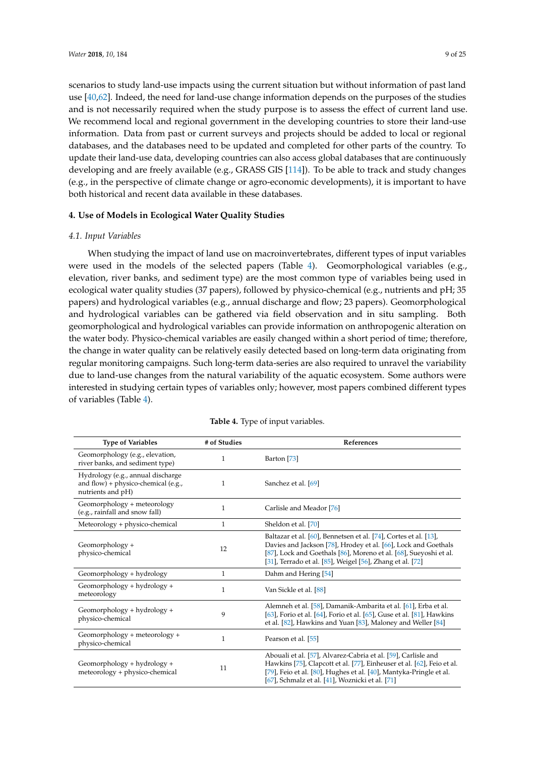scenarios to study land-use impacts using the current situation but without information of past land use [40,62]. Indeed, the need for land-use change information depends on the purposes of the studies and is not necessarily required when the study purpose is to assess the effect of current land use. We recommend local and regional government in the developing countries to store their land-use information. Data from past or current surveys and projects should be added to local or regional databases, and the databases need to be updated and completed for other parts of the country. To update their land-use data, developing countries can also access global databases that are continuously developing and are freely available (e.g., GRASS GIS [114]). To be able to track and study changes (e.g., in the perspective of climate change or agro-economic developments), it is important to have both historical and recent data available in these databases.

## 4. Use of Models in Ecological Water Quality Studies

### 4.1. Input Variables

When studying the impact of land use on macroinvertebrates, different types of input variables were used in the models of the selected papers (Table 4). Geomorphological variables (e.g., elevation, river banks, and sediment type) are the most common type of variables being used in ecological water quality studies (37 papers), followed by physico-chemical (e.g., nutrients and pH; 35 papers) and hydrological variables (e.g., annual discharge and flow; 23 papers). Geomorphological and hydrological variables can be gathered via field observation and in situ sampling. Both geomorphological and hydrological variables can provide information on anthropogenic alteration on the water body. Physico-chemical variables are easily changed within a short period of time; therefore, the change in water quality can be relatively easily detected based on long-term data originating from regular monitoring campaigns. Such long-term data-series are also required to unravel the variability due to land-use changes from the natural variability of the aquatic ecosystem. Some authors were interested in studying certain types of variables only; however, most papers combined different types of variables (Table 4).

**Table 4.** Type of input variables.

| Type of Variables | # of Studies | References |
|---|---|---|
| Geomorphology (e.g., elevation, river banks, and sediment type) | 1 | Barton [73] |
| Hydrology (e.g., annual discharge and flow) + physico-chemical (e.g., nutrients and pH) | 1 | Sanchez et al. [69] |
| Geomorphology + meteorology (e.g., rainfall and snow fall) | 1 | Carlisle and Meador [76] |
| Meteorology + physico-chemical | 1 | Sheldon et al. [70] |
| Geomorphology + physico-chemical | 12 | Baltazar et al. [60], Bennetsen et al. [74], Cortes et al. [13], Davies and Jackson [78], Hrodey et al. [66], Lock and Goethals [87], Lock and Goethals [86], Moreno et al. [68], Sueyoshi et al. [31], Terrado et al. [85], Weigel [56], Zhang et al. [72] |
| Geomorphology + hydrology | 1 | Dahm and Hering [54] |
| Geomorphology + hydrology + meteorology | 1 | Van Sickle et al. [88] |
| Geomorphology + hydrology + physico-chemical | 9 | Alemneh et al. [58], Damanik-Ambarita et al. [61], Erba et al. [63], Forio et al. [64], Forio et al. [65], Guse et al. [81], Hawkins et al. [82], Hawkins and Yuan [83], Maloney and Weller [84] |
| Geomorphology + meteorology + physico-chemical | 1 | Pearson et al. [55] |
| Geomorphology + hydrology + meteorology + physico-chemical | 11 | Abouali et al. [57], Alvarez-Cabria et al. [59], Carlisle and Hawkins [75], Clapcott et al. [77], Einheuser et al. [62], Feio et al. [79], Feio et al. [80], Hughes et al. [40], Mantyka-Pringle et al. [67], Schmalz et al. [41], Woznicki et al. [71] |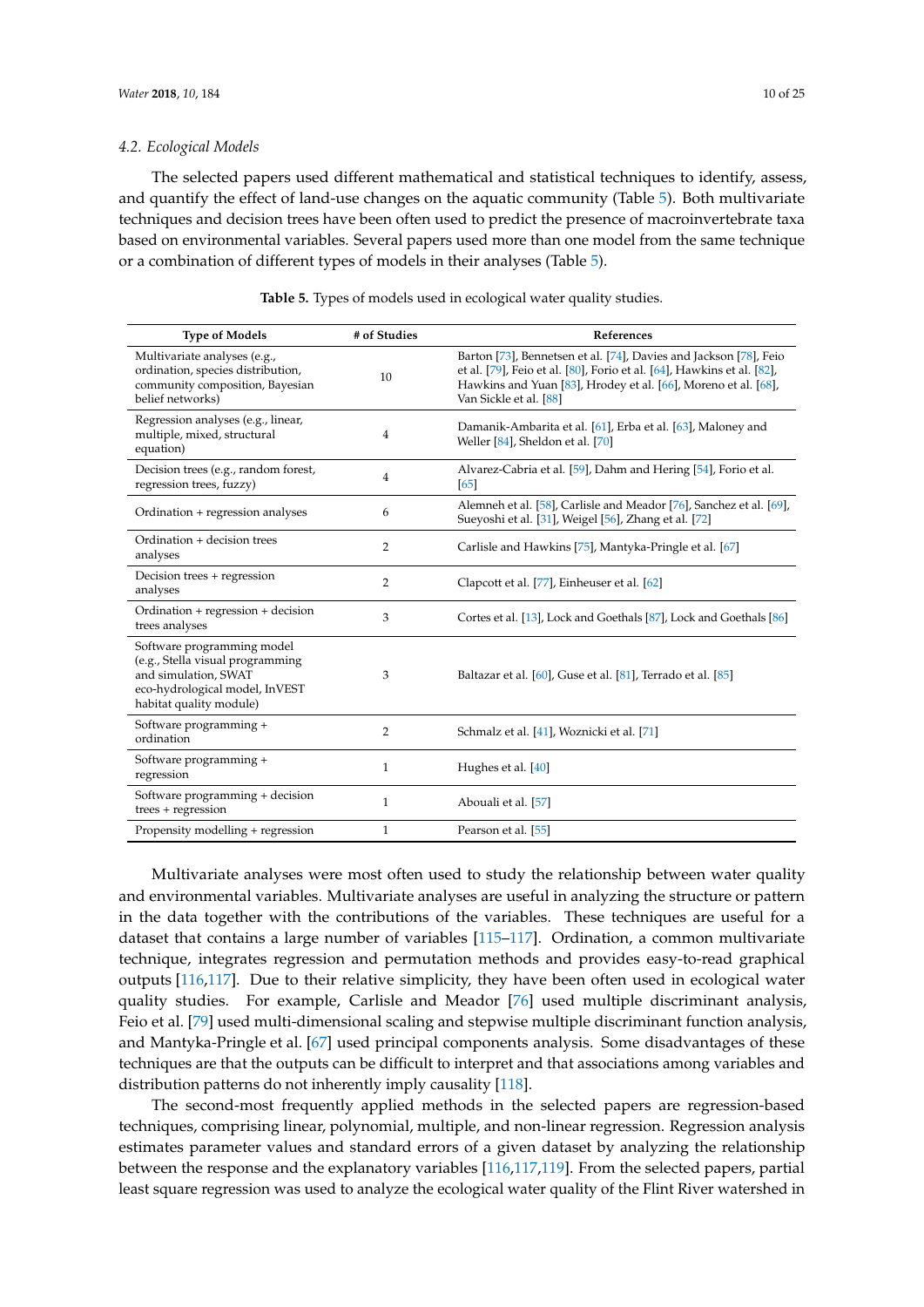### 4.2. Ecological Models

The selected papers used different mathematical and statistical techniques to identify, assess, and quantify the effect of land-use changes on the aquatic community (Table 5). Both multivariate techniques and decision trees have been often used to predict the presence of macroinvertebrate taxa based on environmental variables. Several papers used more than one model from the same technique or a combination of different types of models in their analyses (Table 5).

**Table 5.** Types of models used in ecological water quality studies.

| Type of Models | # of Studies | References |
|---|---|---|
| Multivariate analyses (e.g., ordination, species distribution, community composition, Bayesian belief networks) | 10 | Barton [73], Bennetsen et al. [74], Davies and Jackson [78], Feio et al. [79], Feio et al. [80], Forio et al. [64], Hawkins et al. [82], Hawkins and Yuan [83], Hrodey et al. [66], Moreno et al. [68], Van Sickle et al. [88] |
| Regression analyses (e.g., linear, multiple, mixed, structural equation) | 4 | Damanik-Ambarita et al. [61], Erba et al. [63], Maloney and Weller [84], Sheldon et al. [70] |
| Decision trees (e.g., random forest, regression trees, fuzzy) | 4 | Alvarez-Cabria et al. [59], Dahm and Hering [54], Forio et al. [65] |
| Ordination + regression analyses | 6 | Alemneh et al. [58], Carlisle and Meador [76], Sanchez et al. [69], Sueyoshi et al. [31], Weigel [56], Zhang et al. [72] |
| Ordination + decision trees analyses | 2 | Carlisle and Hawkins [75], Mantyka-Pringle et al. [67] |
| Decision trees + regression analyses | 2 | Clapcott et al. [77], Einheuser et al. [62] |
| Ordination + regression + decision trees analyses | 3 | Cortes et al. [13], Lock and Goethals [87], Lock and Goethals [86] |
| Software programming model (e.g., Stella visual programming and simulation, SWAT eco-hydrological model, InVEST habitat quality module) | 3 | Baltazar et al. [60], Guse et al. [81], Terrado et al. [85] |
| Software programming + ordination | 2 | Schmalz et al. [41], Woznicki et al. [71] |
| Software programming + regression | 1 | Hughes et al. [40] |
| Software programming + decision trees + regression | 1 | Abouali et al. [57] |
| Propensity modelling + regression | 1 | Pearson et al. [55] |

Multivariate analyses were most often used to study the relationship between water quality and environmental variables. Multivariate analyses are useful in analyzing the structure or pattern in the data together with the contributions of the variables. These techniques are useful for a dataset that contains a large number of variables [115–117]. Ordination, a common multivariate technique, integrates regression and permutation methods and provides easy-to-read graphical outputs [116,117]. Due to their relative simplicity, they have been often used in ecological water quality studies. For example, Carlisle and Meador [76] used multiple discriminant analysis, Feio et al. [79] used multi-dimensional scaling and stepwise multiple discriminant function analysis, and Mantyka-Pringle et al. [67] used principal components analysis. Some disadvantages of these techniques are that the outputs can be difficult to interpret and that associations among variables and distribution patterns do not inherently imply causality [118].

The second-most frequently applied methods in the selected papers are regression-based techniques, comprising linear, polynomial, multiple, and non-linear regression. Regression analysis estimates parameter values and standard errors of a given dataset by analyzing the relationship between the response and the explanatory variables [116,117,119]. From the selected papers, partial least square regression was used to analyze the ecological water quality of the Flint River watershed in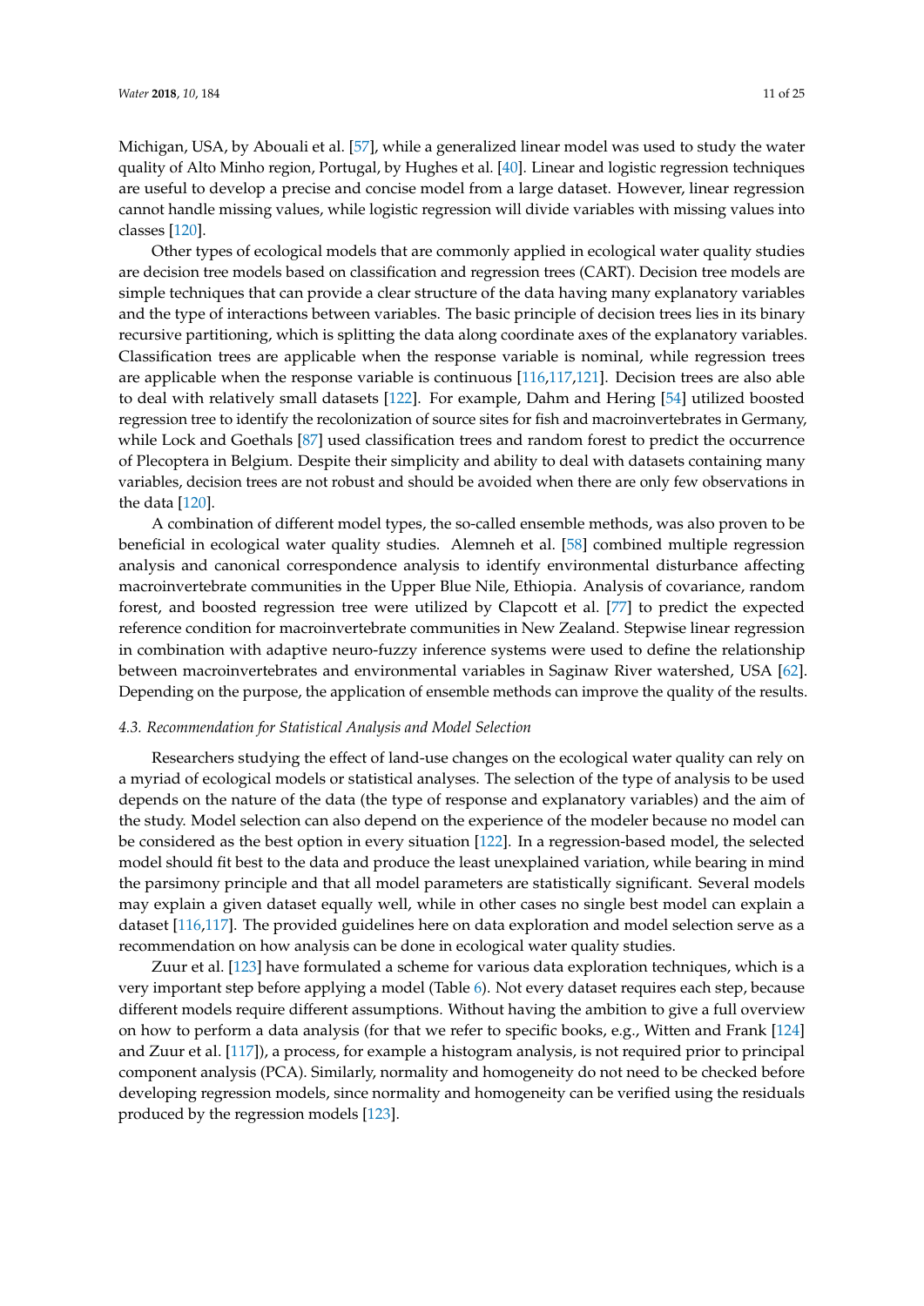Michigan, USA, by Abouali et al. [57], while a generalized linear model was used to study the water quality of Alto Minho region, Portugal, by Hughes et al. [40]. Linear and logistic regression techniques are useful to develop a precise and concise model from a large dataset. However, linear regression cannot handle missing values, while logistic regression will divide variables with missing values into classes [120].

Other types of ecological models that are commonly applied in ecological water quality studies are decision tree models based on classification and regression trees (CART). Decision tree models are simple techniques that can provide a clear structure of the data having many explanatory variables and the type of interactions between variables. The basic principle of decision trees lies in its binary recursive partitioning, which is splitting the data along coordinate axes of the explanatory variables. Classification trees are applicable when the response variable is nominal, while regression trees are applicable when the response variable is continuous [116,117,121]. Decision trees are also able to deal with relatively small datasets [122]. For example, Dahm and Hering [54] utilized boosted regression tree to identify the recolonization of source sites for fish and macroinvertebrates in Germany, while Lock and Goethals [87] used classification trees and random forest to predict the occurrence of Plecoptera in Belgium. Despite their simplicity and ability to deal with datasets containing many variables, decision trees are not robust and should be avoided when there are only few observations in the data [120].

A combination of different model types, the so-called ensemble methods, was also proven to be beneficial in ecological water quality studies. Alemneh et al. [58] combined multiple regression analysis and canonical correspondence analysis to identify environmental disturbance affecting macroinvertebrate communities in the Upper Blue Nile, Ethiopia. Analysis of covariance, random forest, and boosted regression tree were utilized by Clapcott et al. [77] to predict the expected reference condition for macroinvertebrate communities in New Zealand. Stepwise linear regression in combination with adaptive neuro-fuzzy inference systems were used to define the relationship between macroinvertebrates and environmental variables in Saginaw River watershed, USA [62]. Depending on the purpose, the application of ensemble methods can improve the quality of the results.

### *4.3. Recommendation for Statistical Analysis and Model Selection*

Researchers studying the effect of land-use changes on the ecological water quality can rely on a myriad of ecological models or statistical analyses. The selection of the type of analysis to be used depends on the nature of the data (the type of response and explanatory variables) and the aim of the study. Model selection can also depend on the experience of the modeler because no model can be considered as the best option in every situation [122]. In a regression-based model, the selected model should fit best to the data and produce the least unexplained variation, while bearing in mind the parsimony principle and that all model parameters are statistically significant. Several models may explain a given dataset equally well, while in other cases no single best model can explain a dataset [116,117]. The provided guidelines here on data exploration and model selection serve as a recommendation on how analysis can be done in ecological water quality studies.

Zuur et al. [123] have formulated a scheme for various data exploration techniques, which is a very important step before applying a model (Table 6). Not every dataset requires each step, because different models require different assumptions. Without having the ambition to give a full overview on how to perform a data analysis (for that we refer to specific books, e.g., Witten and Frank [124] and Zuur et al. [117]), a process, for example a histogram analysis, is not required prior to principal component analysis (PCA). Similarly, normality and homogeneity do not need to be checked before developing regression models, since normality and homogeneity can be verified using the residuals produced by the regression models [123].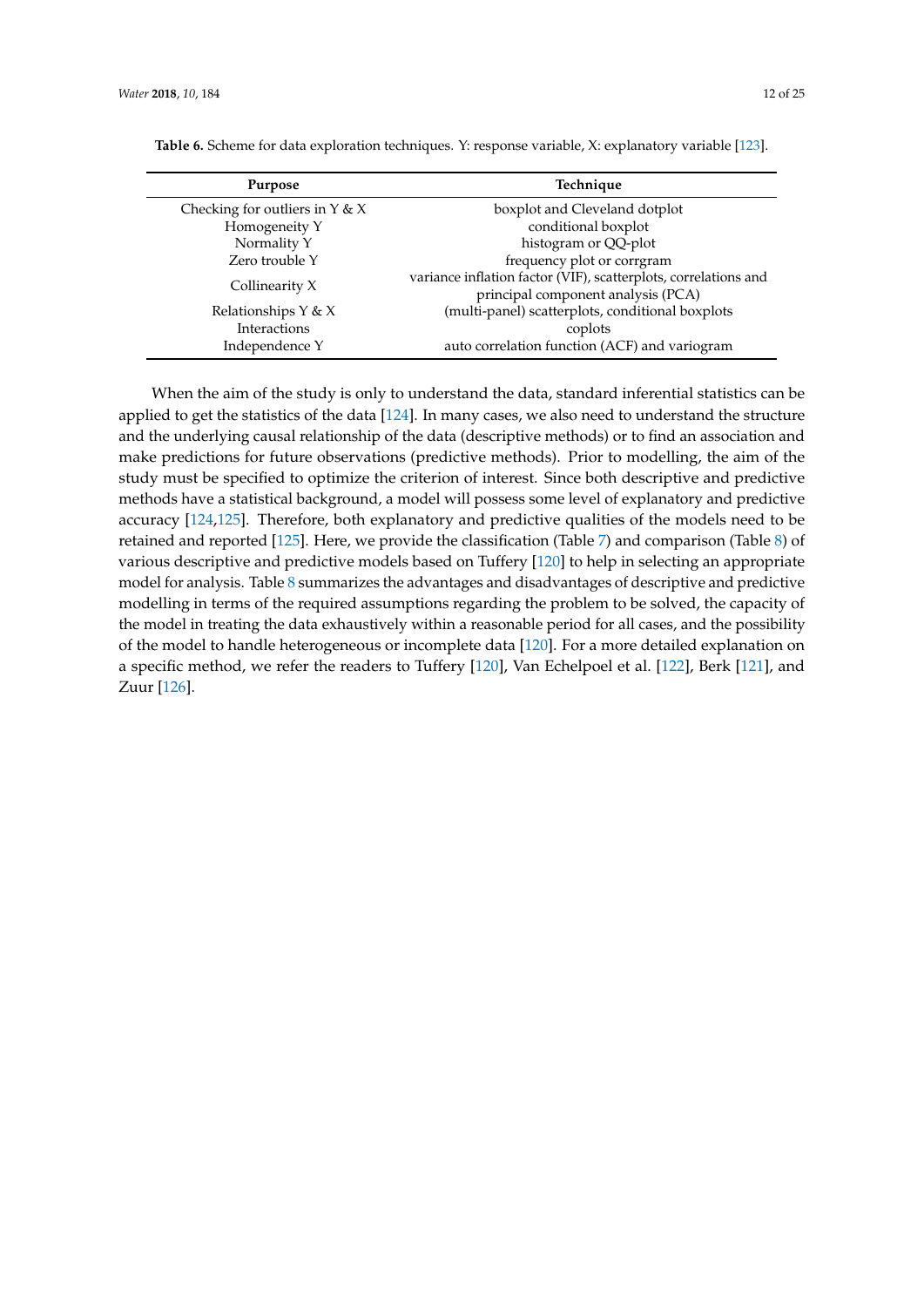**Table 6.** Scheme for data exploration techniques. Y: response variable, X: explanatory variable [123].

| Purpose | Technique |
| --- | --- |
| Checking for outliers in Y & X | boxplot and Cleveland dotplot |
| Homogeneity Y | conditional boxplot |
| Normality Y | histogram or QQ-plot |
| Zero trouble Y | frequency plot or corrgram |
| Collinearity X | variance inflation factor (VIF), scatterplots, correlations and principal component analysis (PCA) |
| Relationships Y & X | (multi-panel) scatterplots, conditional boxplots |
| Interactions | coplots |
| Independence Y | auto correlation function (ACF) and variogram |

When the aim of the study is only to understand the data, standard inferential statistics can be applied to get the statistics of the data [124]. In many cases, we also need to understand the structure and the underlying causal relationship of the data (descriptive methods) or to find an association and make predictions for future observations (predictive methods). Prior to modelling, the aim of the study must be specified to optimize the criterion of interest. Since both descriptive and predictive methods have a statistical background, a model will possess some level of explanatory and predictive accuracy [124,125]. Therefore, both explanatory and predictive qualities of the models need to be retained and reported [125]. Here, we provide the classification (Table 7) and comparison (Table 8) of various descriptive and predictive models based on Tuffery [120] to help in selecting an appropriate model for analysis. Table 8 summarizes the advantages and disadvantages of descriptive and predictive modelling in terms of the required assumptions regarding the problem to be solved, the capacity of the model in treating the data exhaustively within a reasonable period for all cases, and the possibility of the model to handle heterogeneous or incomplete data [120]. For a more detailed explanation on a specific method, we refer the readers to Tuffery [120], Van Echelpoel et al. [122], Berk [121], and Zuur [126].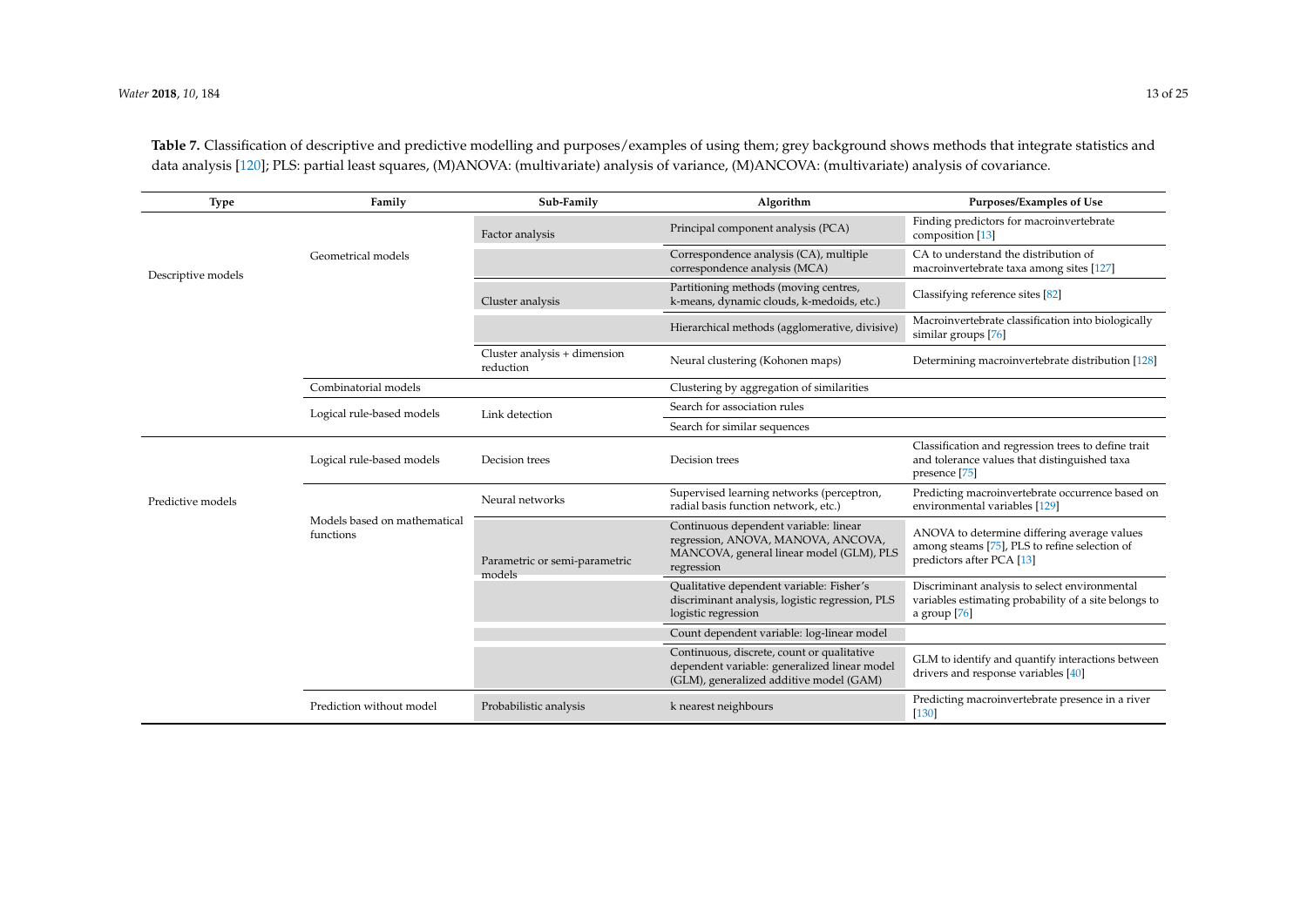**Table 7.** Classification of descriptive and predictive modelling and purposes/examples of using them; grey background shows methods that integrate statistics and data analysis [120]; PLS: partial least squares, (M)ANOVA: (multivariate) analysis of variance, (M)ANCOVA: (multivariate) analysis of covariance.

| Type | Family | Sub-Family | Algorithm | Purposes/Examples of Use |
|---|---|---|---|---|
| Descriptive models | Geometrical models | Factor analysis | Principal component analysis (PCA) | Finding predictors for macroinvertebrate composition [13] |
| | | | Correspondence analysis (CA), multiple correspondence analysis (MCA) | CA to understand the distribution of macroinvertebrate taxa among sites [127] |
| | | Cluster analysis | Partitioning methods (moving centres, k-means, dynamic clouds, k-medoids, etc.) | Classifying reference sites [82] |
| | | | Hierarchical methods (agglomerative, divisive) | Macroinvertebrate classification into biologically similar groups [76] |
| | | Cluster analysis + dimension reduction | Neural clustering (Kohonen maps) | Determining macroinvertebrate distribution [128] |
| | Combinatorial models | | Clustering by aggregation of similarities | |
| | Logical rule-based models | Link detection | Search for association rules | |
| | | | Search for similar sequences | |
| Predictive models | Logical rule-based models | Decision trees | Decision trees | Classification and regression trees to define trait and tolerance values that distinguished taxa presence [75] |
| | Models based on mathematical functions | Neural networks | Supervised learning networks (perceptron, radial basis function network, etc.) | Predicting macroinvertebrate occurrence based on environmental variables [129] |
| | | Parametric or semi-parametric models | Continuous dependent variable: linear regression, ANOVA, MANOVA, ANCOVA, MANCOVA, general linear model (GLM), PLS regression | ANOVA to determine differing average values among steams [75], PLS to refine selection of predictors after PCA [13] |
| | | | Qualitative dependent variable: Fisher's discriminant analysis, logistic regression, PLS logistic regression | Discriminant analysis to select environmental variables estimating probability of a site belongs to a group [76] |
| | | | Count dependent variable: log-linear model | |
| | | | Continuous, discrete, count or qualitative dependent variable: generalized linear model (GLM), generalized additive model (GAM) | GLM to identify and quantify interactions between drivers and response variables [40] |
| | Prediction without model | Probabilistic analysis | k nearest neighbours | Predicting macroinvertebrate presence in a river [130] |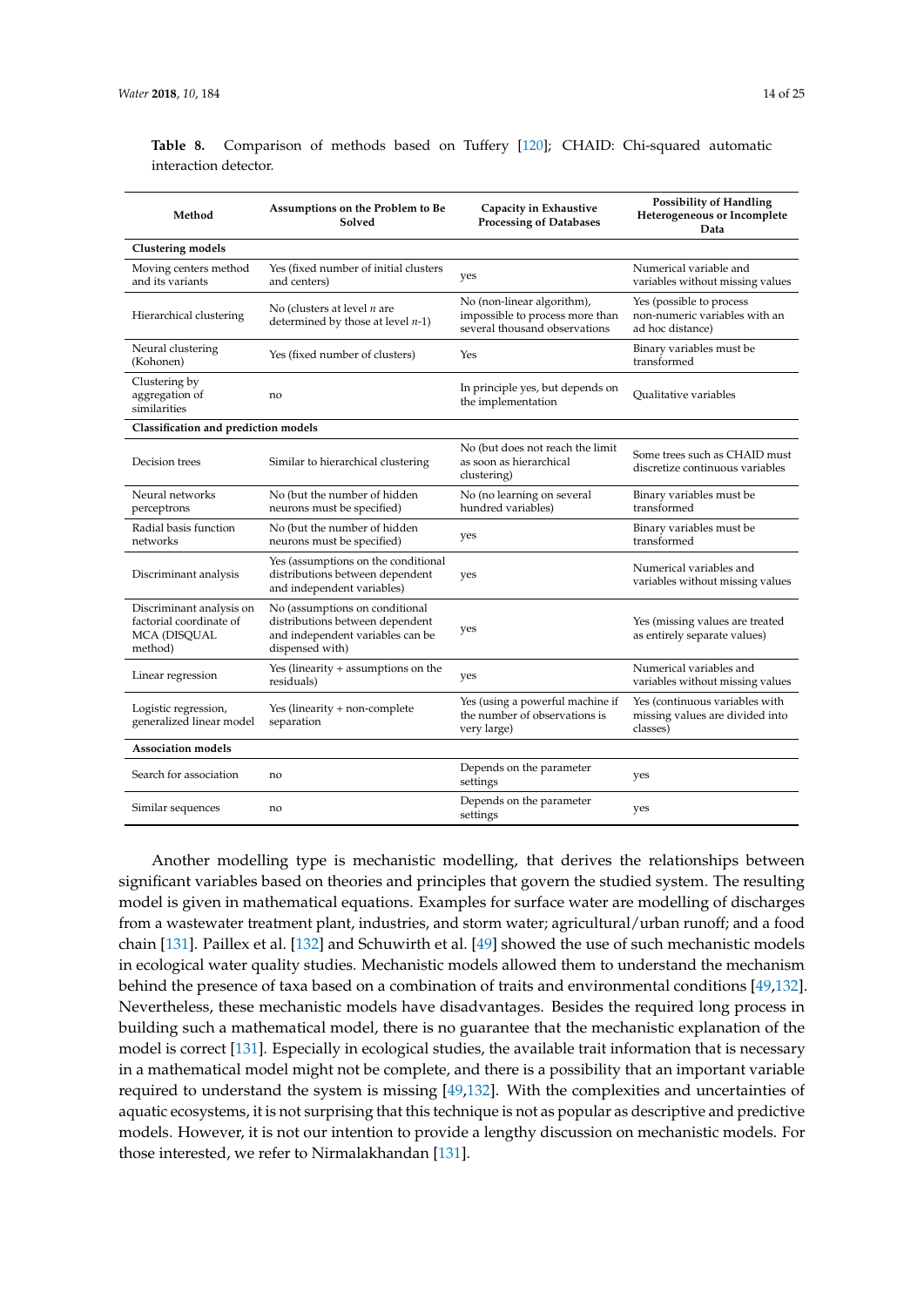**Table 8.** Comparison of methods based on Tuffery [120]; CHAID: Chi-squared automatic interaction detector.

| Method | Assumptions on the Problem to Be Solved | Capacity in Exhaustive Processing of Databases | Possibility of Handling Heterogeneous or Incomplete Data |
|---|---|---|---|
| **Clustering models** | | | |
| Moving centers method and its variants | Yes (fixed number of initial clusters and centers) | yes | Numerical variable and variables without missing values |
| Hierarchical clustering | No (clusters at level $n$ are determined by those at level $n$-1) | No (non-linear algorithm), impossible to process more than several thousand observations | Yes (possible to process non-numeric variables with an ad hoc distance) |
| Neural clustering (Kohonen) | Yes (fixed number of clusters) | Yes | Binary variables must be transformed |
| Clustering by aggregation of similarities | no | In principle yes, but depends on the implementation | Qualitative variables |
| **Classification and prediction models** | | | |
| Decision trees | Similar to hierarchical clustering | No (but does not reach the limit as soon as hierarchical clustering) | Some trees such as CHAID must discretize continuous variables |
| Neural networks perceptrons | No (but the number of hidden neurons must be specified) | No (no learning on several hundred variables) | Binary variables must be transformed |
| Radial basis function networks | No (but the number of hidden neurons must be specified) | yes | Binary variables must be transformed |
| Discriminant analysis | Yes (assumptions on the conditional distributions between dependent and independent variables) | yes | Numerical variables and variables without missing values |
| Discriminant analysis on factorial coordinate of MCA (DISQUAL method) | No (assumptions on conditional distributions between dependent and independent variables can be dispensed with) | yes | Yes (missing values are treated as entirely separate values) |
| Linear regression | Yes (linearity + assumptions on the residuals) | yes | Numerical variables and variables without missing values |
| Logistic regression, generalized linear model | Yes (linearity + non-complete separation | Yes (using a powerful machine if the number of observations is very large) | Yes (continuous variables with missing values are divided into classes) |
| **Association models** | | | |
| Search for association | no | Depends on the parameter settings | yes |
| Similar sequences | no | Depends on the parameter settings | yes |

Another modelling type is mechanistic modelling, that derives the relationships between significant variables based on theories and principles that govern the studied system. The resulting model is given in mathematical equations. Examples for surface water are modelling of discharges from a wastewater treatment plant, industries, and storm water; agricultural/urban runoff; and a food chain [131]. Paillex et al. [132] and Schuwirth et al. [49] showed the use of such mechanistic models in ecological water quality studies. Mechanistic models allowed them to understand the mechanism behind the presence of taxa based on a combination of traits and environmental conditions [49,132]. Nevertheless, these mechanistic models have disadvantages. Besides the required long process in building such a mathematical model, there is no guarantee that the mechanistic explanation of the model is correct [131]. Especially in ecological studies, the available trait information that is necessary in a mathematical model might not be complete, and there is a possibility that an important variable required to understand the system is missing [49,132]. With the complexities and uncertainties of aquatic ecosystems, it is not surprising that this technique is not as popular as descriptive and predictive models. However, it is not our intention to provide a lengthy discussion on mechanistic models. For those interested, we refer to Nirmalakhandan [131].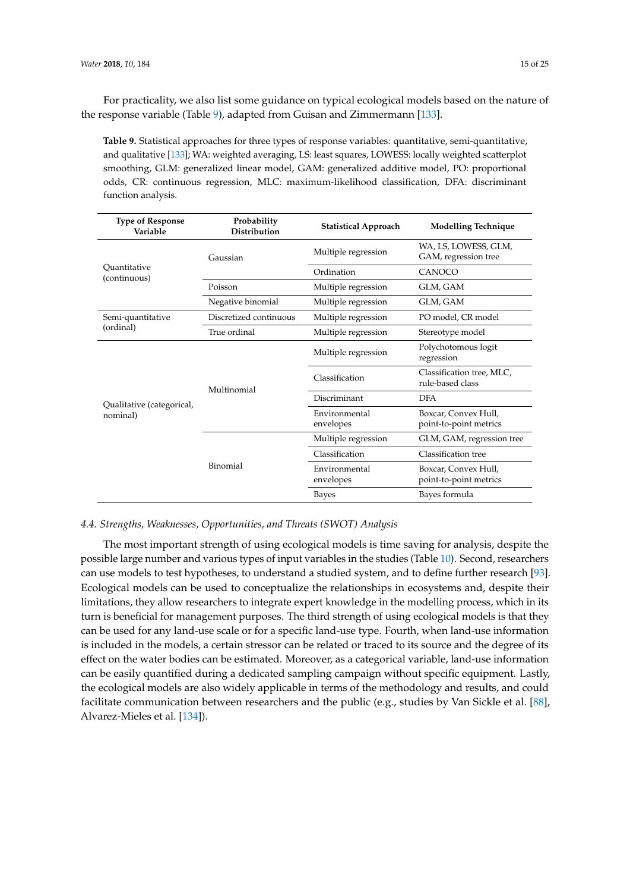For practicality, we also list some guidance on typical ecological models based on the nature of the response variable (Table 9), adapted from Guisan and Zimmermann [133].

**Table 9.** Statistical approaches for three types of response variables: quantitative, semi-quantitative, and qualitative [133]; WA: weighted averaging, LS: least squares, LOWESS: locally weighted scatterplot smoothing, GLM: generalized linear model, GAM: generalized additive model, PO: proportional odds, CR: continuous regression, MLC: maximum-likelihood classification, DFA: discriminant function analysis.

| Type of Response Variable | Probability Distribution | Statistical Approach | Modelling Technique |
|---|---|---|---|
| Quantitative (continuous) | Gaussian | Multiple regression | WA, LS, LOWESS, GLM, GAM, regression tree |
| | | Ordination | CANOCO |
| | Poisson | Multiple regression | GLM, GAM |
| | Negative binomial | Multiple regression | GLM, GAM |
| Semi-quantitative (ordinal) | Discretized continuous | Multiple regression | PO model, CR model |
| | True ordinal | Multiple regression | Stereotype model |
| Qualitative (categorical, nominal) | Multinomial | Multiple regression | Polychotomous logit regression |
| | | Classification | Classification tree, MLC, rule-based class |
| | | Discriminant | DFA |
| | | Environmental envelopes | Boxcar, Convex Hull, point-to-point metrics |
| | Binomial | Multiple regression | GLM, GAM, regression tree |
| | | Classification | Classification tree |
| | | Environmental envelopes | Boxcar, Convex Hull, point-to-point metrics |
| | | Bayes | Bayes formula |

### *4.4. Strengths, Weaknesses, Opportunities, and Threats (SWOT) Analysis*

The most important strength of using ecological models is time saving for analysis, despite the possible large number and various types of input variables in the studies (Table 10). Second, researchers can use models to test hypotheses, to understand a studied system, and to define further research [93]. Ecological models can be used to conceptualize the relationships in ecosystems and, despite their limitations, they allow researchers to integrate expert knowledge in the modelling process, which in its turn is beneficial for management purposes. The third strength of using ecological models is that they can be used for any land-use scale or for a specific land-use type. Fourth, when land-use information is included in the models, a certain stressor can be related or traced to its source and the degree of its effect on the water bodies can be estimated. Moreover, as a categorical variable, land-use information can be easily quantified during a dedicated sampling campaign without specific equipment. Lastly, the ecological models are also widely applicable in terms of the methodology and results, and could facilitate communication between researchers and the public (e.g., studies by Van Sickle et al. [88], Alvarez-Mieles et al. [134]).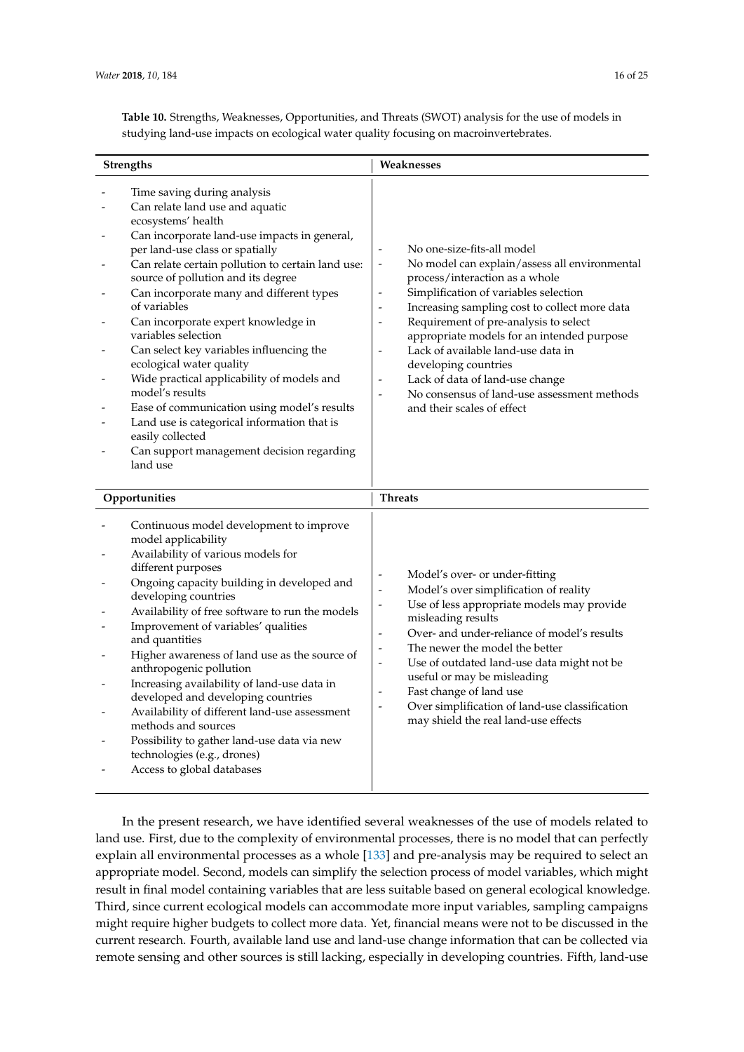**Table 10.** Strengths, Weaknesses, Opportunities, and Threats (SWOT) analysis for the use of models in studying land-use impacts on ecological water quality focusing on macroinvertebrates.

| Strengths | Weaknesses |
| --- | --- |
| - Time saving during analysis<br>- Can relate land use and aquatic ecosystems' health<br>- Can incorporate land-use impacts in general, per land-use class or spatially<br>- Can relate certain pollution to certain land use: source of pollution and its degree<br>- Can incorporate many and different types of variables<br>- Can incorporate expert knowledge in variables selection<br>- Can select key variables influencing the ecological water quality<br>- Wide practical applicability of models and model's results<br>- Ease of communication using model's results<br>- Land use is categorical information that is easily collected<br>- Can support management decision regarding land use | - No one-size-fits-all model<br>- No model can explain/assess all environmental process/interaction as a whole<br>- Simplification of variables selection<br>- Increasing sampling cost to collect more data<br>- Requirement of pre-analysis to select appropriate models for an intended purpose<br>- Lack of available land-use data in developing countries<br>- Lack of data of land-use change<br>- No consensus of land-use assessment methods and their scales of effect |
| **Opportunities** | **Threats** |
| - Continuous model development to improve model applicability<br>- Availability of various models for different purposes<br>- Ongoing capacity building in developed and developing countries<br>- Availability of free software to run the models<br>- Improvement of variables' qualities and quantities<br>- Higher awareness of land use as the source of anthropogenic pollution<br>- Increasing availability of land-use data in developed and developing countries<br>- Availability of different land-use assessment methods and sources<br>- Possibility to gather land-use data via new technologies (e.g., drones)<br>- Access to global databases | - Model's over- or under-fitting<br>- Model's over simplification of reality<br>- Use of less appropriate models may provide misleading results<br>- Over- and under-reliance of model's results<br>- The newer the model the better<br>- Use of outdated land-use data might not be useful or may be misleading<br>- Fast change of land use<br>- Over simplification of land-use classification may shield the real land-use effects |

In the present research, we have identified several weaknesses of the use of models related to land use. First, due to the complexity of environmental processes, there is no model that can perfectly explain all environmental processes as a whole [133] and pre-analysis may be required to select an appropriate model. Second, models can simplify the selection process of model variables, which might result in final model containing variables that are less suitable based on general ecological knowledge. Third, since current ecological models can accommodate more input variables, sampling campaigns might require higher budgets to collect more data. Yet, financial means were not to be discussed in the current research. Fourth, available land use and land-use change information that can be collected via remote sensing and other sources is still lacking, especially in developing countries. Fifth, land-use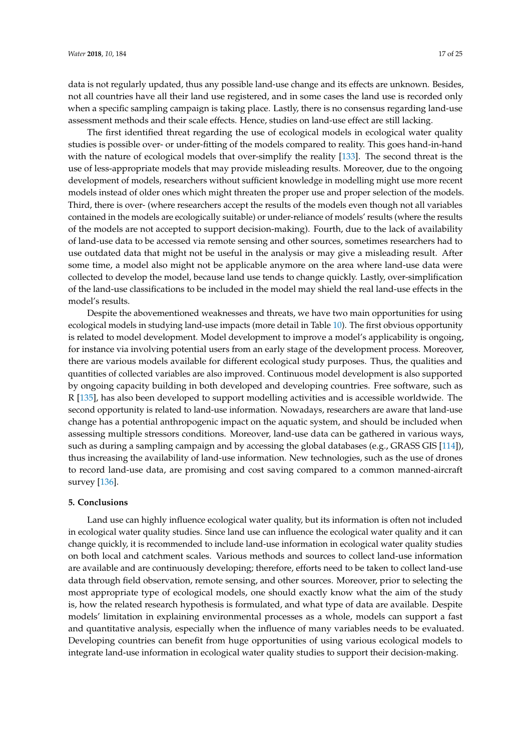data is not regularly updated, thus any possible land-use change and its effects are unknown. Besides, not all countries have all their land use registered, and in some cases the land use is recorded only when a specific sampling campaign is taking place. Lastly, there is no consensus regarding land-use assessment methods and their scale effects. Hence, studies on land-use effect are still lacking.

The first identified threat regarding the use of ecological models in ecological water quality studies is possible over- or under-fitting of the models compared to reality. This goes hand-in-hand with the nature of ecological models that over-simplify the reality [133]. The second threat is the use of less-appropriate models that may provide misleading results. Moreover, due to the ongoing development of models, researchers without sufficient knowledge in modelling might use more recent models instead of older ones which might threaten the proper use and proper selection of the models. Third, there is over- (where researchers accept the results of the models even though not all variables contained in the models are ecologically suitable) or under-reliance of models' results (where the results of the models are not accepted to support decision-making). Fourth, due to the lack of availability of land-use data to be accessed via remote sensing and other sources, sometimes researchers had to use outdated data that might not be useful in the analysis or may give a misleading result. After some time, a model also might not be applicable anymore on the area where land-use data were collected to develop the model, because land use tends to change quickly. Lastly, over-simplification of the land-use classifications to be included in the model may shield the real land-use effects in the model's results.

Despite the abovementioned weaknesses and threats, we have two main opportunities for using ecological models in studying land-use impacts (more detail in Table 10). The first obvious opportunity is related to model development. Model development to improve a model's applicability is ongoing, for instance via involving potential users from an early stage of the development process. Moreover, there are various models available for different ecological study purposes. Thus, the qualities and quantities of collected variables are also improved. Continuous model development is also supported by ongoing capacity building in both developed and developing countries. Free software, such as R [135], has also been developed to support modelling activities and is accessible worldwide. The second opportunity is related to land-use information. Nowadays, researchers are aware that land-use change has a potential anthropogenic impact on the aquatic system, and should be included when assessing multiple stressors conditions. Moreover, land-use data can be gathered in various ways, such as during a sampling campaign and by accessing the global databases (e.g., GRASS GIS [114]), thus increasing the availability of land-use information. New technologies, such as the use of drones to record land-use data, are promising and cost saving compared to a common manned-aircraft survey [136].

## 5. Conclusions

Land use can highly influence ecological water quality, but its information is often not included in ecological water quality studies. Since land use can influence the ecological water quality and it can change quickly, it is recommended to include land-use information in ecological water quality studies on both local and catchment scales. Various methods and sources to collect land-use information are available and are continuously developing; therefore, efforts need to be taken to collect land-use data through field observation, remote sensing, and other sources. Moreover, prior to selecting the most appropriate type of ecological models, one should exactly know what the aim of the study is, how the related research hypothesis is formulated, and what type of data are available. Despite models' limitation in explaining environmental processes as a whole, models can support a fast and quantitative analysis, especially when the influence of many variables needs to be evaluated. Developing countries can benefit from huge opportunities of using various ecological models to integrate land-use information in ecological water quality studies to support their decision-making.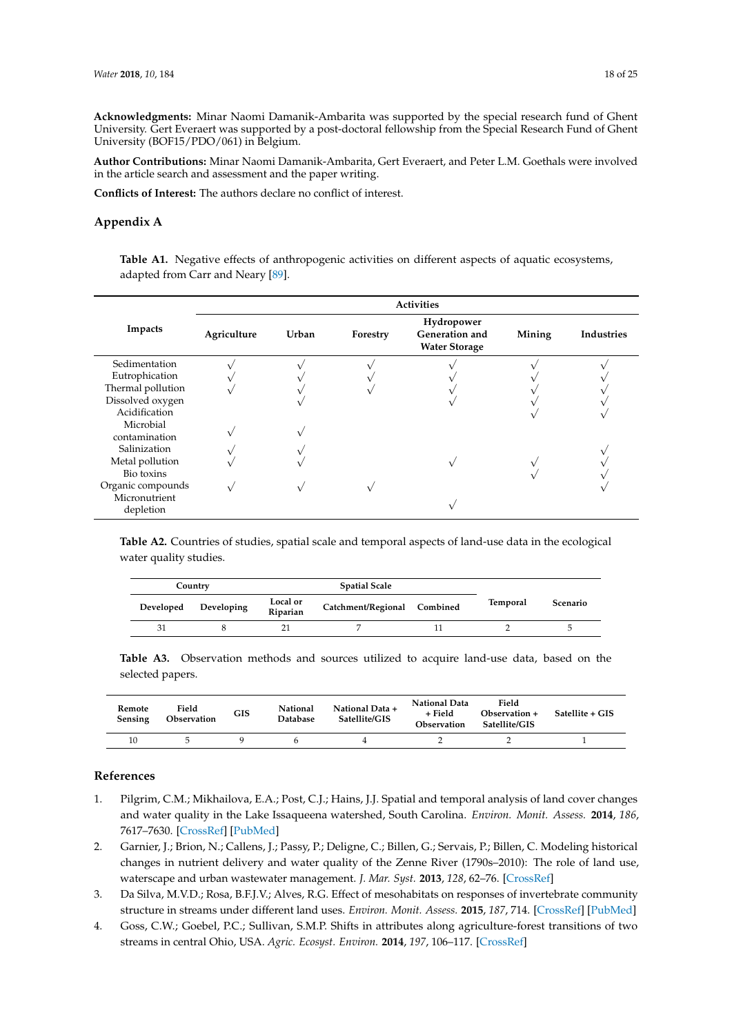**Acknowledgments:** Minar Naomi Damanik-Ambarita was supported by the special research fund of Ghent University. Gert Everaert was supported by a post-doctoral fellowship from the Special Research Fund of Ghent University (BOF15/PDO/061) in Belgium.

**Author Contributions:** Minar Naomi Damanik-Ambarita, Gert Everaert, and Peter L.M. Goethals were involved in the article search and assessment and the paper writing.

**Conflicts of Interest:** The authors declare no conflict of interest.

## Appendix A

**Table A1.** Negative effects of anthropogenic activities on different aspects of aquatic ecosystems, adapted from Carr and Neary [89].

| Impacts | Activities | | | | | |
|---|---|---|---|---|---|---|
| | Agriculture | Urban | Forestry | Hydropower Generation and Water Storage | Mining | Industries |
| Sedimentation | √ | √ | √ | √ | √ | √ |
| Eutrophication | √ | √ | √ | √ | √ | √ |
| Thermal pollution | √ | √ | √ | √ | √ | √ |
| Dissolved oxygen | | √ | | √ | √ | √ |
| Acidification | | | | | √ | √ |
| Microbial contamination | √ | √ | | | | |
| Salinization | √ | √ | | | | √ |
| Metal pollution | √ | √ | | √ | √ | √ |
| Bio toxins | | | | | √ | √ |
| Organic compounds | √ | √ | √ | | | √ |
| Micronutrient depletion | | | | √ | | |

**Table A2.** Countries of studies, spatial scale and temporal aspects of land-use data in the ecological water quality studies.

| Country | | Spatial Scale | | | Temporal | Scenario |
|---|---|---|---|---|---|---|
| Developed | Developing | Local or Riparian | Catchment/Regional | Combined | | |
| 31 | 8 | 21 | 7 | 11 | 2 | 5 |

**Table A3.** Observation methods and sources utilized to acquire land-use data, based on the selected papers.

| Remote Sensing | Field Observation | GIS | National Database | National Data + Satellite/GIS | National Data + Field Observation | Field Observation + Satellite/GIS | Satellite + GIS |
|---|---|---|---|---|---|---|---|
| 10 | 5 | 9 | 6 | 4 | 2 | 2 | 1 |

## References

1. Pilgrim, C.M.; Mikhailova, E.A.; Post, C.J.; Hains, J.J. Spatial and temporal analysis of land cover changes and water quality in the Lake Issaqueena watershed, South Carolina. *Environ. Monit. Assess.* **2014**, *186*, 7617–7630. [CrossRef] [PubMed]
2. Garnier, J.; Brion, N.; Callens, J.; Passy, P.; Deligne, C.; Billen, G.; Servais, P.; Billen, C. Modeling historical changes in nutrient delivery and water quality of the Zenne River (1790s–2010): The role of land use, waterscape and urban wastewater management. *J. Mar. Syst.* **2013**, *128*, 62–76. [CrossRef]
3. Da Silva, M.V.D.; Rosa, B.F.J.V.; Alves, R.G. Effect of mesohabitats on responses of invertebrate community structure in streams under different land uses. *Environ. Monit. Assess.* **2015**, *187*, 714. [CrossRef] [PubMed]
4. Goss, C.W.; Goebel, P.C.; Sullivan, S.M.P. Shifts in attributes along agriculture-forest transitions of two streams in central Ohio, USA. *Agric. Ecosyst. Environ.* **2014**, *197*, 106–117. [CrossRef]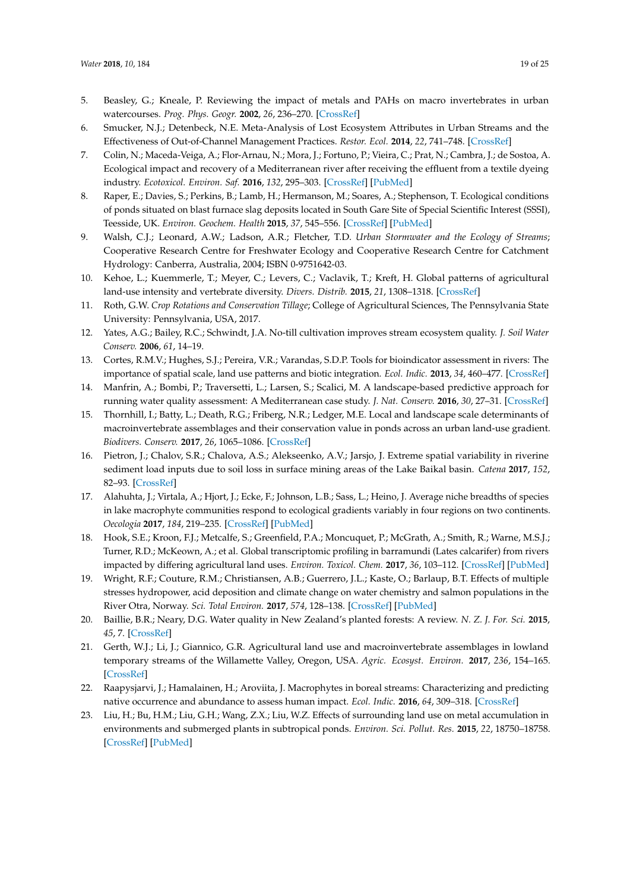5. Beasley, G.; Kneale, P. Reviewing the impact of metals and PAHs on macro invertebrates in urban watercourses. *Prog. Phys. Geogr.* **2002**, *26*, 236–270. [CrossRef]
6. Smucker, N.J.; Detenbeck, N.E. Meta-Analysis of Lost Ecosystem Attributes in Urban Streams and the Effectiveness of Out-of-Channel Management Practices. *Restor. Ecol.* **2014**, *22*, 741–748. [CrossRef]
7. Colin, N.; Maceda-Veiga, A.; Flor-Arnau, N.; Mora, J.; Fortuno, P.; Vieira, C.; Prat, N.; Cambra, J.; de Sostoa, A. Ecological impact and recovery of a Mediterranean river after receiving the effluent from a textile dyeing industry. *Ecotoxicol. Environ. Saf.* **2016**, *132*, 295–303. [CrossRef] [PubMed]
8. Raper, E.; Davies, S.; Perkins, B.; Lamb, H.; Hermanson, M.; Soares, A.; Stephenson, T. Ecological conditions of ponds situated on blast furnace slag deposits located in South Gare Site of Special Scientific Interest (SSSI), Teesside, UK. *Environ. Geochem. Health* **2015**, *37*, 545–556. [CrossRef] [PubMed]
9. Walsh, C.J.; Leonard, A.W.; Ladson, A.R.; Fletcher, T.D. *Urban Stormwater and the Ecology of Streams*; Cooperative Research Centre for Freshwater Ecology and Cooperative Research Centre for Catchment Hydrology: Canberra, Australia, 2004; ISBN 0-9751642-03.
10. Kehoe, L.; Kuemmerle, T.; Meyer, C.; Levers, C.; Vaclavik, T.; Kreft, H. Global patterns of agricultural land-use intensity and vertebrate diversity. *Divers. Distrib.* **2015**, *21*, 1308–1318. [CrossRef]
11. Roth, G.W. *Crop Rotations and Conservation Tillage*; College of Agricultural Sciences, The Pennsylvania State University: Pennsylvania, USA, 2017.
12. Yates, A.G.; Bailey, R.C.; Schwindt, J.A. No-till cultivation improves stream ecosystem quality. *J. Soil Water Conserv.* **2006**, *61*, 14–19.
13. Cortes, R.M.V.; Hughes, S.J.; Pereira, V.R.; Varandas, S.D.P. Tools for bioindicator assessment in rivers: The importance of spatial scale, land use patterns and biotic integration. *Ecol. Indic.* **2013**, *34*, 460–477. [CrossRef]
14. Manfrin, A.; Bombi, P.; Traversetti, L.; Larsen, S.; Scalici, M. A landscape-based predictive approach for running water quality assessment: A Mediterranean case study. *J. Nat. Conserv.* **2016**, *30*, 27–31. [CrossRef]
15. Thornhill, I.; Batty, L.; Death, R.G.; Friberg, N.R.; Ledger, M.E. Local and landscape scale determinants of macroinvertebrate assemblages and their conservation value in ponds across an urban land-use gradient. *Biodivers. Conserv.* **2017**, *26*, 1065–1086. [CrossRef]
16. Pietron, J.; Chalov, S.R.; Chalova, A.S.; Alekseenko, A.V.; Jarsjo, J. Extreme spatial variability in riverine sediment load inputs due to soil loss in surface mining areas of the Lake Baikal basin. *Catena* **2017**, *152*, 82–93. [CrossRef]
17. Alahuhta, J.; Virtala, A.; Hjort, J.; Ecke, F.; Johnson, L.B.; Sass, L.; Heino, J. Average niche breadths of species in lake macrophyte communities respond to ecological gradients variably in four regions on two continents. *Oecologia* **2017**, *184*, 219–235. [CrossRef] [PubMed]
18. Hook, S.E.; Kroon, F.J.; Metcalfe, S.; Greenfield, P.A.; Moncuquet, P.; McGrath, A.; Smith, R.; Warne, M.S.J.; Turner, R.D.; McKeown, A.; et al. Global transcriptomic profiling in barramundi (Lates calcarifer) from rivers impacted by differing agricultural land uses. *Environ. Toxicol. Chem.* **2017**, *36*, 103–112. [CrossRef] [PubMed]
19. Wright, R.F.; Couture, R.M.; Christiansen, A.B.; Guerrero, J.L.; Kaste, O.; Barlaup, B.T. Effects of multiple stresses hydropower, acid deposition and climate change on water chemistry and salmon populations in the River Otra, Norway. *Sci. Total Environ.* **2017**, *574*, 128–138. [CrossRef] [PubMed]
20. Baillie, B.R.; Neary, D.G. Water quality in New Zealand's planted forests: A review. *N. Z. J. For. Sci.* **2015**, *45*, 7. [CrossRef]
21. Gerth, W.J.; Li, J.; Giannico, G.R. Agricultural land use and macroinvertebrate assemblages in lowland temporary streams of the Willamette Valley, Oregon, USA. *Agric. Ecosyst. Environ.* **2017**, *236*, 154–165. [CrossRef]
22. Raapysjarvi, J.; Hamalainen, H.; Aroviita, J. Macrophytes in boreal streams: Characterizing and predicting native occurrence and abundance to assess human impact. *Ecol. Indic.* **2016**, *64*, 309–318. [CrossRef]
23. Liu, H.; Bu, H.M.; Liu, G.H.; Wang, Z.X.; Liu, W.Z. Effects of surrounding land use on metal accumulation in environments and submerged plants in subtropical ponds. *Environ. Sci. Pollut. Res.* **2015**, *22*, 18750–18758. [CrossRef] [PubMed]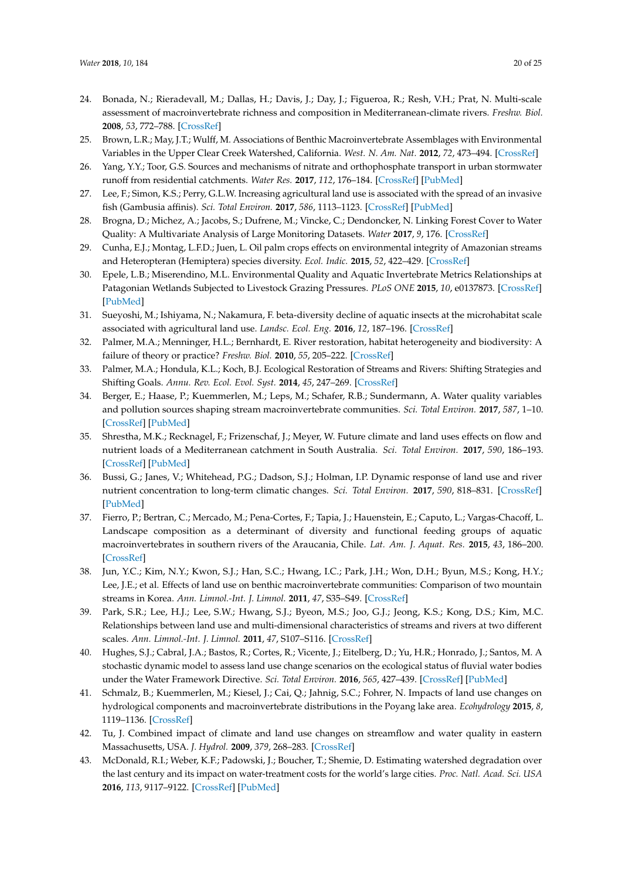24. Bonada, N.; Rieradevall, M.; Dallas, H.; Davis, J.; Day, J.; Figueroa, R.; Resh, V.H.; Prat, N. Multi-scale assessment of macroinvertebrate richness and composition in Mediterranean-climate rivers. *Freshw. Biol.* **2008**, *53*, 772–788. [CrossRef]
25. Brown, L.R.; May, J.T.; Wulff, M. Associations of Benthic Macroinvertebrate Assemblages with Environmental Variables in the Upper Clear Creek Watershed, California. *West. N. Am. Nat.* **2012**, *72*, 473–494. [CrossRef]
26. Yang, Y.Y.; Toor, G.S. Sources and mechanisms of nitrate and orthophosphate transport in urban stormwater runoff from residential catchments. *Water Res.* **2017**, *112*, 176–184. [CrossRef] [PubMed]
27. Lee, F.; Simon, K.S.; Perry, G.L.W. Increasing agricultural land use is associated with the spread of an invasive fish (Gambusia affinis). *Sci. Total Environ.* **2017**, *586*, 1113–1123. [CrossRef] [PubMed]
28. Brogna, D.; Michez, A.; Jacobs, S.; Dufrene, M.; Vincke, C.; Dendoncker, N. Linking Forest Cover to Water Quality: A Multivariate Analysis of Large Monitoring Datasets. *Water* **2017**, *9*, 176. [CrossRef]
29. Cunha, E.J.; Montag, L.F.D.; Juen, L. Oil palm crops effects on environmental integrity of Amazonian streams and Heteropteran (Hemiptera) species diversity. *Ecol. Indic.* **2015**, *52*, 422–429. [CrossRef]
30. Epele, L.B.; Miserendino, M.L. Environmental Quality and Aquatic Invertebrate Metrics Relationships at Patagonian Wetlands Subjected to Livestock Grazing Pressures. *PLoS ONE* **2015**, *10*, e0137873. [CrossRef] [PubMed]
31. Sueyoshi, M.; Ishiyama, N.; Nakamura, F. beta-diversity decline of aquatic insects at the microhabitat scale associated with agricultural land use. *Landsc. Ecol. Eng.* **2016**, *12*, 187–196. [CrossRef]
32. Palmer, M.A.; Menninger, H.L.; Bernhardt, E. River restoration, habitat heterogeneity and biodiversity: A failure of theory or practice? *Freshw. Biol.* **2010**, *55*, 205–222. [CrossRef]
33. Palmer, M.A.; Hondula, K.L.; Koch, B.J. Ecological Restoration of Streams and Rivers: Shifting Strategies and Shifting Goals. *Annu. Rev. Ecol. Evol. Syst.* **2014**, *45*, 247–269. [CrossRef]
34. Berger, E.; Haase, P.; Kuemmerlen, M.; Leps, M.; Schafer, R.B.; Sundermann, A. Water quality variables and pollution sources shaping stream macroinvertebrate communities. *Sci. Total Environ.* **2017**, *587*, 1–10. [CrossRef] [PubMed]
35. Shrestha, M.K.; Recknagel, F.; Frizenschaf, J.; Meyer, W. Future climate and land uses effects on flow and nutrient loads of a Mediterranean catchment in South Australia. *Sci. Total Environ.* **2017**, *590*, 186–193. [CrossRef] [PubMed]
36. Bussi, G.; Janes, V.; Whitehead, P.G.; Dadson, S.J.; Holman, I.P. Dynamic response of land use and river nutrient concentration to long-term climatic changes. *Sci. Total Environ.* **2017**, *590*, 818–831. [CrossRef] [PubMed]
37. Fierro, P.; Bertran, C.; Mercado, M.; Pena-Cortes, F.; Tapia, J.; Hauenstein, E.; Caputo, L.; Vargas-Chacoff, L. Landscape composition as a determinant of diversity and functional feeding groups of aquatic macroinvertebrates in southern rivers of the Araucania, Chile. *Lat. Am. J. Aquat. Res.* **2015**, *43*, 186–200. [CrossRef]
38. Jun, Y.C.; Kim, N.Y.; Kwon, S.J.; Han, S.C.; Hwang, I.C.; Park, J.H.; Won, D.H.; Byun, M.S.; Kong, H.Y.; Lee, J.E.; et al. Effects of land use on benthic macroinvertebrate communities: Comparison of two mountain streams in Korea. *Ann. Limnol.-Int. J. Limnol.* **2011**, *47*, S35–S49. [CrossRef]
39. Park, S.R.; Lee, H.J.; Lee, S.W.; Hwang, S.J.; Byeon, M.S.; Joo, G.J.; Jeong, K.S.; Kong, D.S.; Kim, M.C. Relationships between land use and multi-dimensional characteristics of streams and rivers at two different scales. *Ann. Limnol.-Int. J. Limnol.* **2011**, *47*, S107–S116. [CrossRef]
40. Hughes, S.J.; Cabral, J.A.; Bastos, R.; Cortes, R.; Vicente, J.; Eitelberg, D.; Yu, H.R.; Honrado, J.; Santos, M. A stochastic dynamic model to assess land use change scenarios on the ecological status of fluvial water bodies under the Water Framework Directive. *Sci. Total Environ.* **2016**, *565*, 427–439. [CrossRef] [PubMed]
41. Schmalz, B.; Kuemmerlen, M.; Kiesel, J.; Cai, Q.; Jahnig, S.C.; Fohrer, N. Impacts of land use changes on hydrological components and macroinvertebrate distributions in the Poyang lake area. *Ecohydrology* **2015**, *8*, 1119–1136. [CrossRef]
42. Tu, J. Combined impact of climate and land use changes on streamflow and water quality in eastern Massachusetts, USA. *J. Hydrol.* **2009**, *379*, 268–283. [CrossRef]
43. McDonald, R.I.; Weber, K.F.; Padowski, J.; Boucher, T.; Shemie, D. Estimating watershed degradation over the last century and its impact on water-treatment costs for the world's large cities. *Proc. Natl. Acad. Sci. USA* **2016**, *113*, 9117–9122. [CrossRef] [PubMed]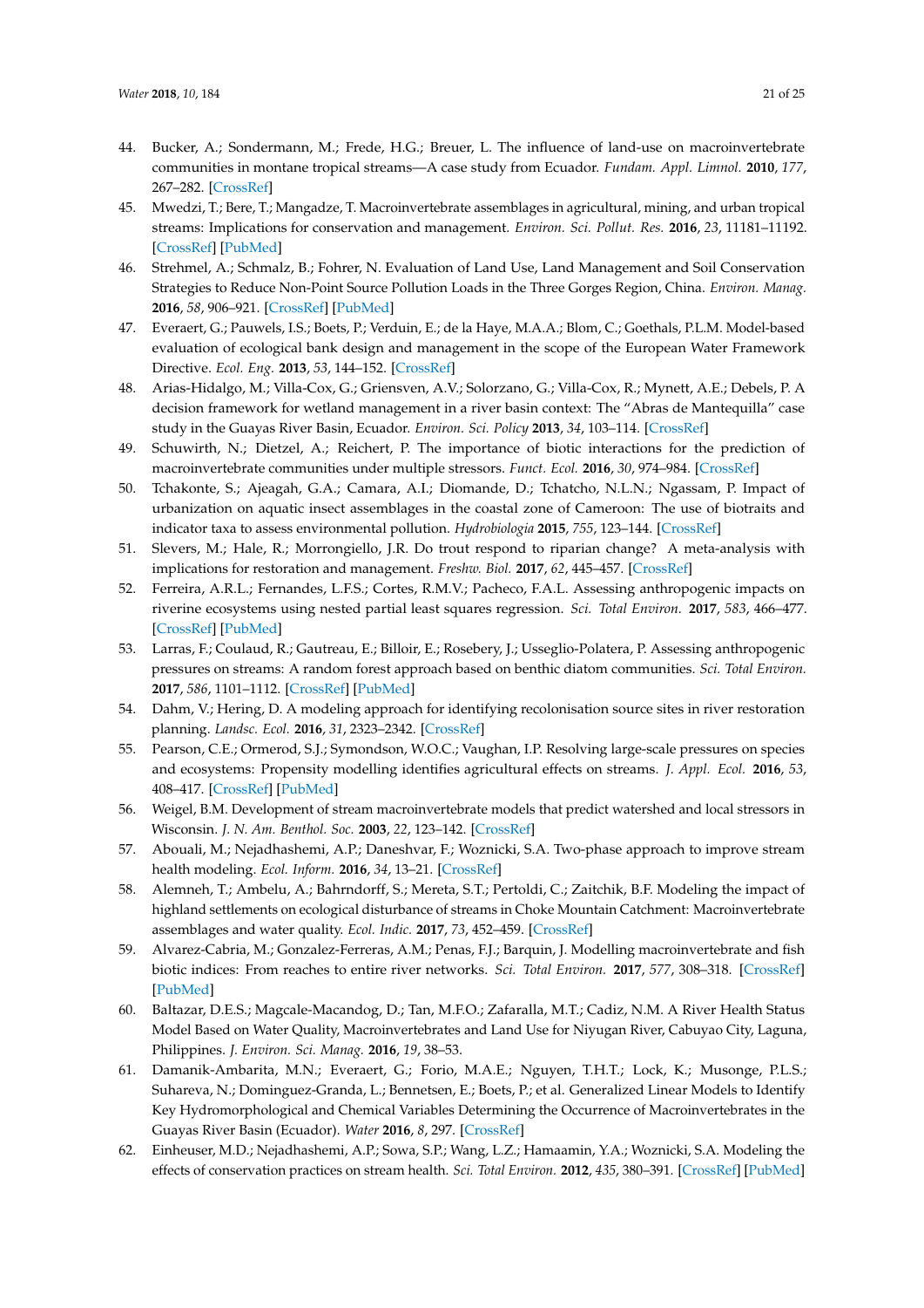44. Bucker, A.; Sondermann, M.; Frede, H.G.; Breuer, L. The influence of land-use on macroinvertebrate communities in montane tropical streams—A case study from Ecuador. *Fundam. Appl. Limnol.* **2010**, *177*, 267–282. [CrossRef]
45. Mwedzi, T.; Bere, T.; Mangadze, T. Macroinvertebrate assemblages in agricultural, mining, and urban tropical streams: Implications for conservation and management. *Environ. Sci. Pollut. Res.* **2016**, *23*, 11181–11192. [CrossRef] [PubMed]
46. Strehmel, A.; Schmalz, B.; Fohrer, N. Evaluation of Land Use, Land Management and Soil Conservation Strategies to Reduce Non-Point Source Pollution Loads in the Three Gorges Region, China. *Environ. Manag.* **2016**, *58*, 906–921. [CrossRef] [PubMed]
47. Everaert, G.; Pauwels, I.S.; Boets, P.; Verduin, E.; de la Haye, M.A.A.; Blom, C.; Goethals, P.L.M. Model-based evaluation of ecological bank design and management in the scope of the European Water Framework Directive. *Ecol. Eng.* **2013**, *53*, 144–152. [CrossRef]
48. Arias-Hidalgo, M.; Villa-Cox, G.; Griensven, A.V.; Solorzano, G.; Villa-Cox, R.; Mynett, A.E.; Debels, P. A decision framework for wetland management in a river basin context: The "Abras de Mantequilla" case study in the Guayas River Basin, Ecuador. *Environ. Sci. Policy* **2013**, *34*, 103–114. [CrossRef]
49. Schuwirth, N.; Dietzel, A.; Reichert, P. The importance of biotic interactions for the prediction of macroinvertebrate communities under multiple stressors. *Funct. Ecol.* **2016**, *30*, 974–984. [CrossRef]
50. Tchakonte, S.; Ajeagah, G.A.; Camara, A.I.; Diomande, D.; Tchatcho, N.L.N.; Ngassam, P. Impact of urbanization on aquatic insect assemblages in the coastal zone of Cameroon: The use of biotraits and indicator taxa to assess environmental pollution. *Hydrobiologia* **2015**, *755*, 123–144. [CrossRef]
51. Slevers, M.; Hale, R.; Morrongiello, J.R. Do trout respond to riparian change? A meta-analysis with implications for restoration and management. *Freshw. Biol.* **2017**, *62*, 445–457. [CrossRef]
52. Ferreira, A.R.L.; Fernandes, L.F.S.; Cortes, R.M.V.; Pacheco, F.A.L. Assessing anthropogenic impacts on riverine ecosystems using nested partial least squares regression. *Sci. Total Environ.* **2017**, *583*, 466–477. [CrossRef] [PubMed]
53. Larras, F.; Coulaud, R.; Gautreau, E.; Billoir, E.; Rosebery, J.; Usseglio-Polatera, P. Assessing anthropogenic pressures on streams: A random forest approach based on benthic diatom communities. *Sci. Total Environ.* **2017**, *586*, 1101–1112. [CrossRef] [PubMed]
54. Dahm, V.; Hering, D. A modeling approach for identifying recolonisation source sites in river restoration planning. *Landsc. Ecol.* **2016**, *31*, 2323–2342. [CrossRef]
55. Pearson, C.E.; Ormerod, S.J.; Symondson, W.O.C.; Vaughan, I.P. Resolving large-scale pressures on species and ecosystems: Propensity modelling identifies agricultural effects on streams. *J. Appl. Ecol.* **2016**, *53*, 408–417. [CrossRef] [PubMed]
56. Weigel, B.M. Development of stream macroinvertebrate models that predict watershed and local stressors in Wisconsin. *J. N. Am. Benthol. Soc.* **2003**, *22*, 123–142. [CrossRef]
57. Abouali, M.; Nejadhashemi, A.P.; Daneshvar, F.; Woznicki, S.A. Two-phase approach to improve stream health modeling. *Ecol. Inform.* **2016**, *34*, 13–21. [CrossRef]
58. Alemneh, T.; Ambelu, A.; Bahrndorff, S.; Mereta, S.T.; Pertoldi, C.; Zaitchik, B.F. Modeling the impact of highland settlements on ecological disturbance of streams in Choke Mountain Catchment: Macroinvertebrate assemblages and water quality. *Ecol. Indic.* **2017**, *73*, 452–459. [CrossRef]
59. Alvarez-Cabria, M.; Gonzalez-Ferreras, A.M.; Penas, F.J.; Barquin, J. Modelling macroinvertebrate and fish biotic indices: From reaches to entire river networks. *Sci. Total Environ.* **2017**, *577*, 308–318. [CrossRef] [PubMed]
60. Baltazar, D.E.S.; Magcale-Macandog, D.; Tan, M.F.O.; Zafaralla, M.T.; Cadiz, N.M. A River Health Status Model Based on Water Quality, Macroinvertebrates and Land Use for Niyugan River, Cabuyao City, Laguna, Philippines. *J. Environ. Sci. Manag.* **2016**, *19*, 38–53.
61. Damanik-Ambarita, M.N.; Everaert, G.; Forio, M.A.E.; Nguyen, T.H.T.; Lock, K.; Musonge, P.L.S.; Suhareva, N.; Dominguez-Granda, L.; Bennetsen, E.; Boets, P.; et al. Generalized Linear Models to Identify Key Hydromorphological and Chemical Variables Determining the Occurrence of Macroinvertebrates in the Guayas River Basin (Ecuador). *Water* **2016**, *8*, 297. [CrossRef]
62. Einheuser, M.D.; Nejadhashemi, A.P.; Sowa, S.P.; Wang, L.Z.; Hamaamin, Y.A.; Woznicki, S.A. Modeling the effects of conservation practices on stream health. *Sci. Total Environ.* **2012**, *435*, 380–391. [CrossRef] [PubMed]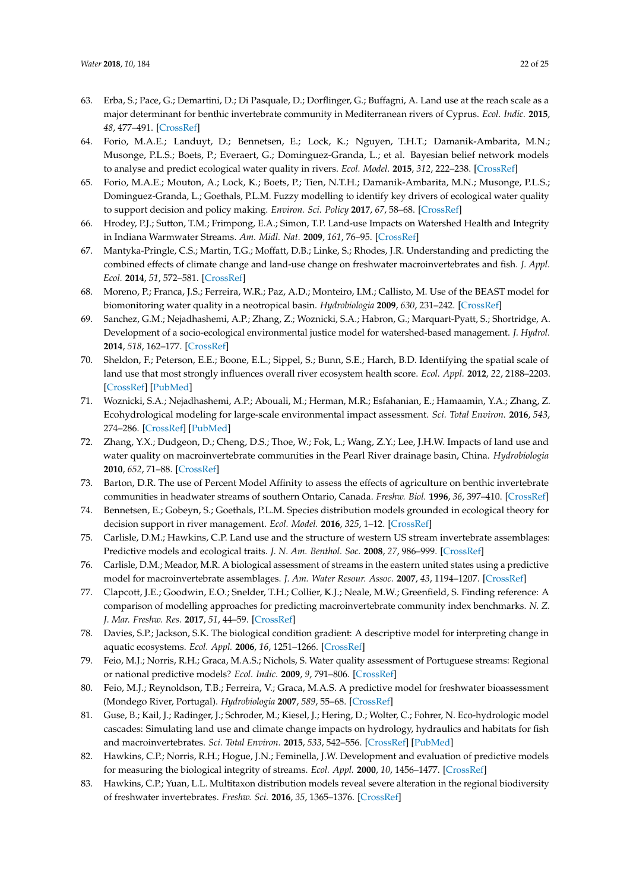63. Erba, S.; Pace, G.; Demartini, D.; Di Pasquale, D.; Dorflinger, G.; Buffagni, A. Land use at the reach scale as a major determinant for benthic invertebrate community in Mediterranean rivers of Cyprus. *Ecol. Indic.* **2015**, *48*, 477–491. [CrossRef]
64. Forio, M.A.E.; Landuyt, D.; Bennetsen, E.; Lock, K.; Nguyen, T.H.T.; Damanik-Ambarita, M.N.; Musonge, P.L.S.; Boets, P.; Everaert, G.; Dominguez-Granda, L.; et al. Bayesian belief network models to analyse and predict ecological water quality in rivers. *Ecol. Model.* **2015**, *312*, 222–238. [CrossRef]
65. Forio, M.A.E.; Mouton, A.; Lock, K.; Boets, P.; Tien, N.T.H.; Damanik-Ambarita, M.N.; Musonge, P.L.S.; Dominguez-Granda, L.; Goethals, P.L.M. Fuzzy modelling to identify key drivers of ecological water quality to support decision and policy making. *Environ. Sci. Policy* **2017**, *67*, 58–68. [CrossRef]
66. Hrodey, P.J.; Sutton, T.M.; Frimpong, E.A.; Simon, T.P. Land-use Impacts on Watershed Health and Integrity in Indiana Warmwater Streams. *Am. Midl. Nat.* **2009**, *161*, 76–95. [CrossRef]
67. Mantyka-Pringle, C.S.; Martin, T.G.; Moffatt, D.B.; Linke, S.; Rhodes, J.R. Understanding and predicting the combined effects of climate change and land-use change on freshwater macroinvertebrates and fish. *J. Appl. Ecol.* **2014**, *51*, 572–581. [CrossRef]
68. Moreno, P.; Franca, J.S.; Ferreira, W.R.; Paz, A.D.; Monteiro, I.M.; Callisto, M. Use of the BEAST model for biomonitoring water quality in a neotropical basin. *Hydrobiologia* **2009**, *630*, 231–242. [CrossRef]
69. Sanchez, G.M.; Nejadhashemi, A.P.; Zhang, Z.; Woznicki, S.A.; Habron, G.; Marquart-Pyatt, S.; Shortridge, A. Development of a socio-ecological environmental justice model for watershed-based management. *J. Hydrol.* **2014**, *518*, 162–177. [CrossRef]
70. Sheldon, F.; Peterson, E.E.; Boone, E.L.; Sippel, S.; Bunn, S.E.; Harch, B.D. Identifying the spatial scale of land use that most strongly influences overall river ecosystem health score. *Ecol. Appl.* **2012**, *22*, 2188–2203. [CrossRef] [PubMed]
71. Woznicki, S.A.; Nejadhashemi, A.P.; Abouali, M.; Herman, M.R.; Esfahanian, E.; Hamaamin, Y.A.; Zhang, Z. Ecohydrological modeling for large-scale environmental impact assessment. *Sci. Total Environ.* **2016**, *543*, 274–286. [CrossRef] [PubMed]
72. Zhang, Y.X.; Dudgeon, D.; Cheng, D.S.; Thoe, W.; Fok, L.; Wang, Z.Y.; Lee, J.H.W. Impacts of land use and water quality on macroinvertebrate communities in the Pearl River drainage basin, China. *Hydrobiologia* **2010**, *652*, 71–88. [CrossRef]
73. Barton, D.R. The use of Percent Model Affinity to assess the effects of agriculture on benthic invertebrate communities in headwater streams of southern Ontario, Canada. *Freshw. Biol.* **1996**, *36*, 397–410. [CrossRef]
74. Bennetsen, E.; Gobeyn, S.; Goethals, P.L.M. Species distribution models grounded in ecological theory for decision support in river management. *Ecol. Model.* **2016**, *325*, 1–12. [CrossRef]
75. Carlisle, D.M.; Hawkins, C.P. Land use and the structure of western US stream invertebrate assemblages: Predictive models and ecological traits. *J. N. Am. Benthol. Soc.* **2008**, *27*, 986–999. [CrossRef]
76. Carlisle, D.M.; Meador, M.R. A biological assessment of streams in the eastern united states using a predictive model for macroinvertebrate assemblages. *J. Am. Water Resour. Assoc.* **2007**, *43*, 1194–1207. [CrossRef]
77. Clapcott, J.E.; Goodwin, E.O.; Snelder, T.H.; Collier, K.J.; Neale, M.W.; Greenfield, S. Finding reference: A comparison of modelling approaches for predicting macroinvertebrate community index benchmarks. *N. Z. J. Mar. Freshw. Res.* **2017**, *51*, 44–59. [CrossRef]
78. Davies, S.P.; Jackson, S.K. The biological condition gradient: A descriptive model for interpreting change in aquatic ecosystems. *Ecol. Appl.* **2006**, *16*, 1251–1266. [CrossRef]
79. Feio, M.J.; Norris, R.H.; Graca, M.A.S.; Nichols, S. Water quality assessment of Portuguese streams: Regional or national predictive models? *Ecol. Indic.* **2009**, *9*, 791–806. [CrossRef]
80. Feio, M.J.; Reynoldson, T.B.; Ferreira, V.; Graca, M.A.S. A predictive model for freshwater bioassessment (Mondego River, Portugal). *Hydrobiologia* **2007**, *589*, 55–68. [CrossRef]
81. Guse, B.; Kail, J.; Radinger, J.; Schroder, M.; Kiesel, J.; Hering, D.; Wolter, C.; Fohrer, N. Eco-hydrologic model cascades: Simulating land use and climate change impacts on hydrology, hydraulics and habitats for fish and macroinvertebrates. *Sci. Total Environ.* **2015**, *533*, 542–556. [CrossRef] [PubMed]
82. Hawkins, C.P.; Norris, R.H.; Hogue, J.N.; Feminella, J.W. Development and evaluation of predictive models for measuring the biological integrity of streams. *Ecol. Appl.* **2000**, *10*, 1456–1477. [CrossRef]
83. Hawkins, C.P.; Yuan, L.L. Multitaxon distribution models reveal severe alteration in the regional biodiversity of freshwater invertebrates. *Freshw. Sci.* **2016**, *35*, 1365–1376. [CrossRef]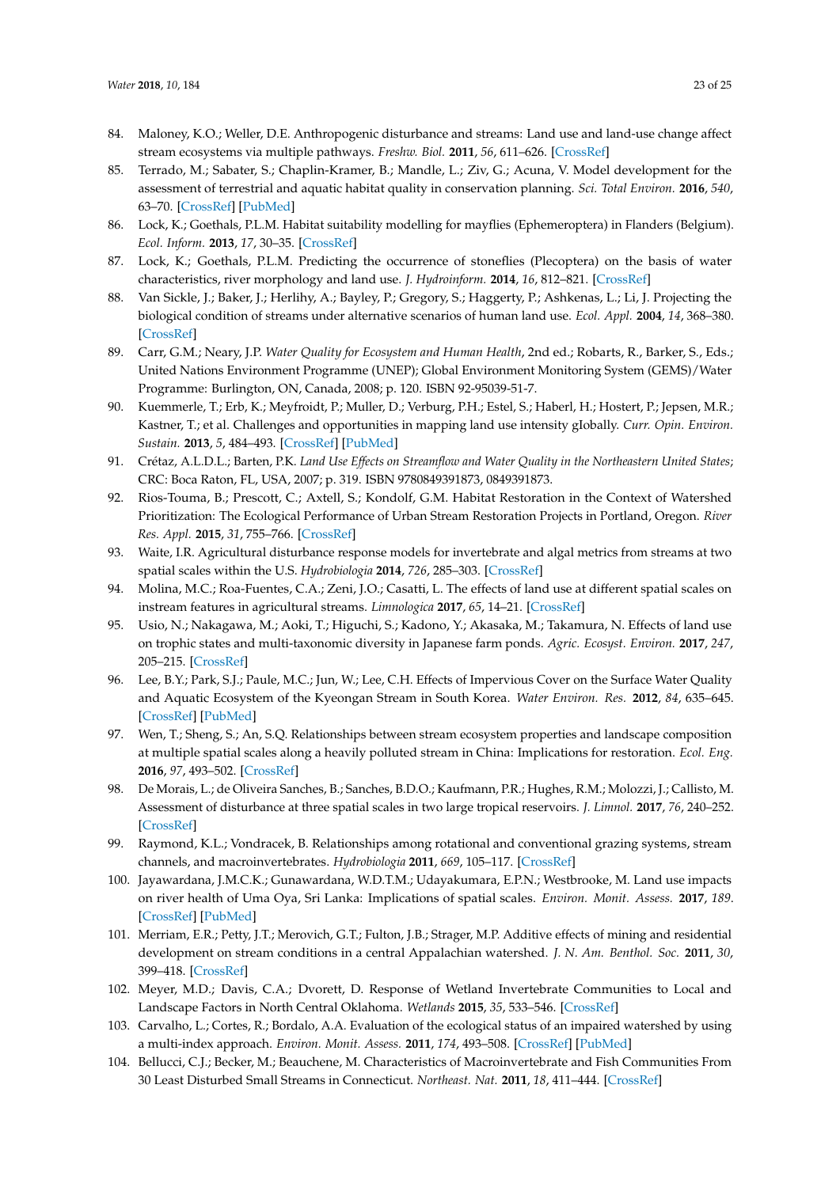84. Maloney, K.O.; Weller, D.E. Anthropogenic disturbance and streams: Land use and land-use change affect stream ecosystems via multiple pathways. *Freshw. Biol.* **2011**, *56*, 611–626. [CrossRef]
85. Terrado, M.; Sabater, S.; Chaplin-Kramer, B.; Mandle, L.; Ziv, G.; Acuna, V. Model development for the assessment of terrestrial and aquatic habitat quality in conservation planning. *Sci. Total Environ.* **2016**, *540*, 63–70. [CrossRef] [PubMed]
86. Lock, K.; Goethals, P.L.M. Habitat suitability modelling for mayflies (Ephemeroptera) in Flanders (Belgium). *Ecol. Inform.* **2013**, *17*, 30–35. [CrossRef]
87. Lock, K.; Goethals, P.L.M. Predicting the occurrence of stoneflies (Plecoptera) on the basis of water characteristics, river morphology and land use. *J. Hydroinform.* **2014**, *16*, 812–821. [CrossRef]
88. Van Sickle, J.; Baker, J.; Herlihy, A.; Bayley, P.; Gregory, S.; Haggerty, P.; Ashkenas, L.; Li, J. Projecting the biological condition of streams under alternative scenarios of human land use. *Ecol. Appl.* **2004**, *14*, 368–380. [CrossRef]
89. Carr, G.M.; Neary, J.P. *Water Quality for Ecosystem and Human Health*, 2nd ed.; Robarts, R., Barker, S., Eds.; United Nations Environment Programme (UNEP); Global Environment Monitoring System (GEMS)/Water Programme: Burlington, ON, Canada, 2008; p. 120. ISBN 92-95039-51-7.
90. Kuemmerle, T.; Erb, K.; Meyfroidt, P.; Muller, D.; Verburg, P.H.; Estel, S.; Haberl, H.; Hostert, P.; Jepsen, M.R.; Kastner, T.; et al. Challenges and opportunities in mapping land use intensity gIobally. *Curr. Opin. Environ. Sustain.* **2013**, *5*, 484–493. [CrossRef] [PubMed]
91. Crétaz, A.L.D.L.; Barten, P.K. *Land Use Effects on Streamflow and Water Quality in the Northeastern United States*; CRC: Boca Raton, FL, USA, 2007; p. 319. ISBN 9780849391873, 0849391873.
92. Rios-Touma, B.; Prescott, C.; Axtell, S.; Kondolf, G.M. Habitat Restoration in the Context of Watershed Prioritization: The Ecological Performance of Urban Stream Restoration Projects in Portland, Oregon. *River Res. Appl.* **2015**, *31*, 755–766. [CrossRef]
93. Waite, I.R. Agricultural disturbance response models for invertebrate and algal metrics from streams at two spatial scales within the U.S. *Hydrobiologia* **2014**, *726*, 285–303. [CrossRef]
94. Molina, M.C.; Roa-Fuentes, C.A.; Zeni, J.O.; Casatti, L. The effects of land use at different spatial scales on instream features in agricultural streams. *Limnologica* **2017**, *65*, 14–21. [CrossRef]
95. Usio, N.; Nakagawa, M.; Aoki, T.; Higuchi, S.; Kadono, Y.; Akasaka, M.; Takamura, N. Effects of land use on trophic states and multi-taxonomic diversity in Japanese farm ponds. *Agric. Ecosyst. Environ.* **2017**, *247*, 205–215. [CrossRef]
96. Lee, B.Y.; Park, S.J.; Paule, M.C.; Jun, W.; Lee, C.H. Effects of Impervious Cover on the Surface Water Quality and Aquatic Ecosystem of the Kyeongan Stream in South Korea. *Water Environ. Res.* **2012**, *84*, 635–645. [CrossRef] [PubMed]
97. Wen, T.; Sheng, S.; An, S.Q. Relationships between stream ecosystem properties and landscape composition at multiple spatial scales along a heavily polluted stream in China: Implications for restoration. *Ecol. Eng.* **2016**, *97*, 493–502. [CrossRef]
98. De Morais, L.; de Oliveira Sanches, B.; Sanches, B.D.O.; Kaufmann, P.R.; Hughes, R.M.; Molozzi, J.; Callisto, M. Assessment of disturbance at three spatial scales in two large tropical reservoirs. *J. Limnol.* **2017**, *76*, 240–252. [CrossRef]
99. Raymond, K.L.; Vondracek, B. Relationships among rotational and conventional grazing systems, stream channels, and macroinvertebrates. *Hydrobiologia* **2011**, *669*, 105–117. [CrossRef]
100. Jayawardana, J.M.C.K.; Gunawardana, W.D.T.M.; Udayakumara, E.P.N.; Westbrooke, M. Land use impacts on river health of Uma Oya, Sri Lanka: Implications of spatial scales. *Environ. Monit. Assess.* **2017**, *189*. [CrossRef] [PubMed]
101. Merriam, E.R.; Petty, J.T.; Merovich, G.T.; Fulton, J.B.; Strager, M.P. Additive effects of mining and residential development on stream conditions in a central Appalachian watershed. *J. N. Am. Benthol. Soc.* **2011**, *30*, 399–418. [CrossRef]
102. Meyer, M.D.; Davis, C.A.; Dvorett, D. Response of Wetland Invertebrate Communities to Local and Landscape Factors in North Central Oklahoma. *Wetlands* **2015**, *35*, 533–546. [CrossRef]
103. Carvalho, L.; Cortes, R.; Bordalo, A.A. Evaluation of the ecological status of an impaired watershed by using a multi-index approach. *Environ. Monit. Assess.* **2011**, *174*, 493–508. [CrossRef] [PubMed]
104. Bellucci, C.J.; Becker, M.; Beauchene, M. Characteristics of Macroinvertebrate and Fish Communities From 30 Least Disturbed Small Streams in Connecticut. *Northeast. Nat.* **2011**, *18*, 411–444. [CrossRef]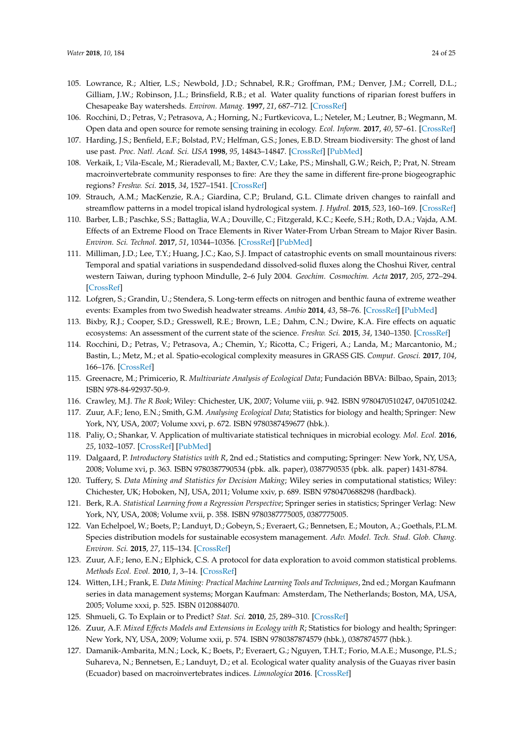105. Lowrance, R.; Altier, L.S.; Newbold, J.D.; Schnabel, R.R.; Groffman, P.M.; Denver, J.M.; Correll, D.L.; Gilliam, J.W.; Robinson, J.L.; Brinsfield, R.B.; et al. Water quality functions of riparian forest buffers in Chesapeake Bay watersheds. *Environ. Manag.* **1997**, *21*, 687–712. [CrossRef]
106. Rocchini, D.; Petras, V.; Petrasova, A.; Horning, N.; Furtkevicova, L.; Neteler, M.; Leutner, B.; Wegmann, M. Open data and open source for remote sensing training in ecology. *Ecol. Inform.* **2017**, *40*, 57–61. [CrossRef]
107. Harding, J.S.; Benfield, E.F.; Bolstad, P.V.; Helfman, G.S.; Jones, E.B.D. Stream biodiversity: The ghost of land use past. *Proc. Natl. Acad. Sci. USA* **1998**, *95*, 14843–14847. [CrossRef] [PubMed]
108. Verkaik, I.; Vila-Escale, M.; Rieradevall, M.; Baxter, C.V.; Lake, P.S.; Minshall, G.W.; Reich, P.; Prat, N. Stream macroinvertebrate community responses to fire: Are they the same in different fire-prone biogeographic regions? *Freshw. Sci.* **2015**, *34*, 1527–1541. [CrossRef]
109. Strauch, A.M.; MacKenzie, R.A.; Giardina, C.P.; Bruland, G.L. Climate driven changes to rainfall and streamflow patterns in a model tropical island hydrological system. *J. Hydrol.* **2015**, *523*, 160–169. [CrossRef]
110. Barber, L.B.; Paschke, S.S.; Battaglia, W.A.; Douville, C.; Fitzgerald, K.C.; Keefe, S.H.; Roth, D.A.; Vajda, A.M. Effects of an Extreme Flood on Trace Elements in River Water-From Urban Stream to Major River Basin. *Environ. Sci. Technol.* **2017**, *51*, 10344–10356. [CrossRef] [PubMed]
111. Milliman, J.D.; Lee, T.Y.; Huang, J.C.; Kao, S.J. Impact of catastrophic events on small mountainous rivers: Temporal and spatial variations in suspendedand dissolved-solid fluxes along the Choshui River, central western Taiwan, during typhoon Mindulle, 2–6 July 2004. *Geochim. Cosmochim. Acta* **2017**, *205*, 272–294. [CrossRef]
112. Lofgren, S.; Grandin, U.; Stendera, S. Long-term effects on nitrogen and benthic fauna of extreme weather events: Examples from two Swedish headwater streams. *Ambio* **2014**, *43*, 58–76. [CrossRef] [PubMed]
113. Bixby, R.J.; Cooper, S.D.; Gresswell, R.E.; Brown, L.E.; Dahm, C.N.; Dwire, K.A. Fire effects on aquatic ecosystems: An assessment of the current state of the science. *Freshw. Sci.* **2015**, *34*, 1340–1350. [CrossRef]
114. Rocchini, D.; Petras, V.; Petrasova, A.; Chemin, Y.; Ricotta, C.; Frigeri, A.; Landa, M.; Marcantonio, M.; Bastin, L.; Metz, M.; et al. Spatio-ecological complexity measures in GRASS GIS. *Comput. Geosci.* **2017**, *104*, 166–176. [CrossRef]
115. Greenacre, M.; Primicerio, R. *Multivariate Analysis of Ecological Data*; Fundación BBVA: Bilbao, Spain, 2013; ISBN 978-84-92937-50-9.
116. Crawley, M.J. *The R Book*; Wiley: Chichester, UK, 2007; Volume viii, p. 942. ISBN 9780470510247, 0470510242.
117. Zuur, A.F.; Ieno, E.N.; Smith, G.M. *Analysing Ecological Data*; Statistics for biology and health; Springer: New York, NY, USA, 2007; Volume xxvi, p. 672. ISBN 9780387459677 (hbk.).
118. Paliy, O.; Shankar, V. Application of multivariate statistical techniques in microbial ecology. *Mol. Ecol.* **2016**, *25*, 1032–1057. [CrossRef] [PubMed]
119. Dalgaard, P. *Introductory Statistics with R*, 2nd ed.; Statistics and computing; Springer: New York, NY, USA, 2008; Volume xvi, p. 363. ISBN 9780387790534 (pbk. alk. paper), 0387790535 (pbk. alk. paper) 1431-8784.
120. Tuffery, S. *Data Mining and Statistics for Decision Making*; Wiley series in computational statistics; Wiley: Chichester, UK; Hoboken, NJ, USA, 2011; Volume xxiv, p. 689. ISBN 9780470688298 (hardback).
121. Berk, R.A. *Statistical Learning from a Regression Perspective*; Springer series in statistics; Springer Verlag: New York, NY, USA, 2008; Volume xvii, p. 358. ISBN 9780387775005, 0387775005.
122. Van Echelpoel, W.; Boets, P.; Landuyt, D.; Gobeyn, S.; Everaert, G.; Bennetsen, E.; Mouton, A.; Goethals, P.L.M. Species distribution models for sustainable ecosystem management. *Adv. Model. Tech. Stud. Glob. Chang. Environ. Sci.* **2015**, *27*, 115–134. [CrossRef]
123. Zuur, A.F.; Ieno, E.N.; Elphick, C.S. A protocol for data exploration to avoid common statistical problems. *Methods Ecol. Evol.* **2010**, *1*, 3–14. [CrossRef]
124. Witten, I.H.; Frank, E. *Data Mining: Practical Machine Learning Tools and Techniques*, 2nd ed.; Morgan Kaufmann series in data management systems; Morgan Kaufman: Amsterdam, The Netherlands; Boston, MA, USA, 2005; Volume xxxi, p. 525. ISBN 0120884070.
125. Shmueli, G. To Explain or to Predict? *Stat. Sci.* **2010**, *25*, 289–310. [CrossRef]
126. Zuur, A.F. *Mixed Effects Models and Extensions in Ecology with R*; Statistics for biology and health; Springer: New York, NY, USA, 2009; Volume xxii, p. 574. ISBN 9780387874579 (hbk.), 0387874577 (hbk.).
127. Damanik-Ambarita, M.N.; Lock, K.; Boets, P.; Everaert, G.; Nguyen, T.H.T.; Forio, M.A.E.; Musonge, P.L.S.; Suhareva, N.; Bennetsen, E.; Landuyt, D.; et al. Ecological water quality analysis of the Guayas river basin (Ecuador) based on macroinvertebrates indices. *Limnologica* **2016**. [CrossRef]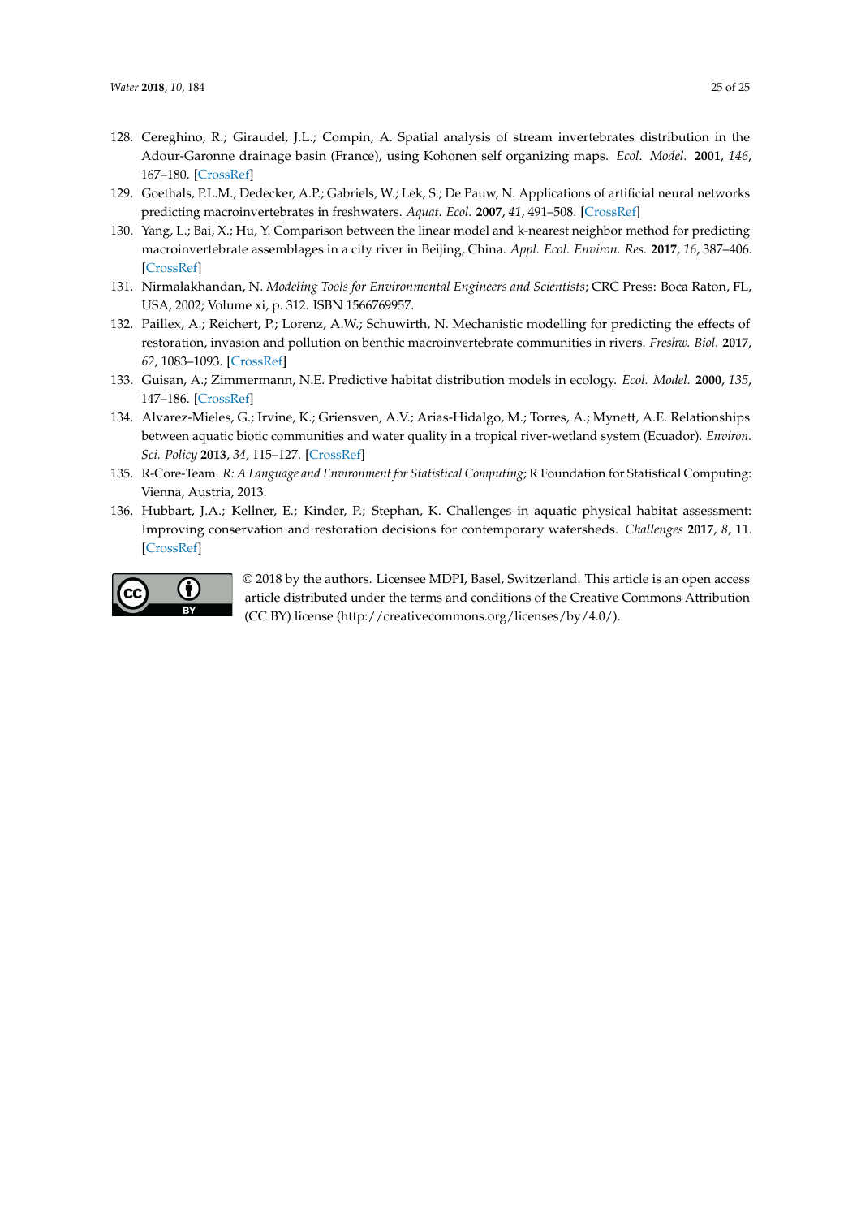128. Cereghino, R.; Giraudel, J.L.; Compin, A. Spatial analysis of stream invertebrates distribution in the Adour-Garonne drainage basin (France), using Kohonen self organizing maps. *Ecol. Model.* **2001**, *146*, 167–180. [CrossRef]
129. Goethals, P.L.M.; Dedecker, A.P.; Gabriels, W.; Lek, S.; De Pauw, N. Applications of artificial neural networks predicting macroinvertebrates in freshwaters. *Aquat. Ecol.* **2007**, *41*, 491–508. [CrossRef]
130. Yang, L.; Bai, X.; Hu, Y. Comparison between the linear model and k-nearest neighbor method for predicting macroinvertebrate assemblages in a city river in Beijing, China. *Appl. Ecol. Environ. Res.* **2017**, *16*, 387–406. [CrossRef]
131. Nirmalakhandan, N. *Modeling Tools for Environmental Engineers and Scientists*; CRC Press: Boca Raton, FL, USA, 2002; Volume xi, p. 312. ISBN 1566769957.
132. Paillex, A.; Reichert, P.; Lorenz, A.W.; Schuwirth, N. Mechanistic modelling for predicting the effects of restoration, invasion and pollution on benthic macroinvertebrate communities in rivers. *Freshw. Biol.* **2017**, *62*, 1083–1093. [CrossRef]
133. Guisan, A.; Zimmermann, N.E. Predictive habitat distribution models in ecology. *Ecol. Model.* **2000**, *135*, 147–186. [CrossRef]
134. Alvarez-Mieles, G.; Irvine, K.; Griensven, A.V.; Arias-Hidalgo, M.; Torres, A.; Mynett, A.E. Relationships between aquatic biotic communities and water quality in a tropical river-wetland system (Ecuador). *Environ. Sci. Policy* **2013**, *34*, 115–127. [CrossRef]
135. R-Core-Team. *R: A Language and Environment for Statistical Computing*; R Foundation for Statistical Computing: Vienna, Austria, 2013.
136. Hubbart, J.A.; Kellner, E.; Kinder, P.; Stephan, K. Challenges in aquatic physical habitat assessment: Improving conservation and restoration decisions for contemporary watersheds. *Challenges* **2017**, *8*, 11. [CrossRef]

© 2018 by the authors. Licensee MDPI, Basel, Switzerland. This article is an open access article distributed under the terms and conditions of the Creative Commons Attribution (CC BY) license (http://creativecommons.org/licenses/by/4.0/).